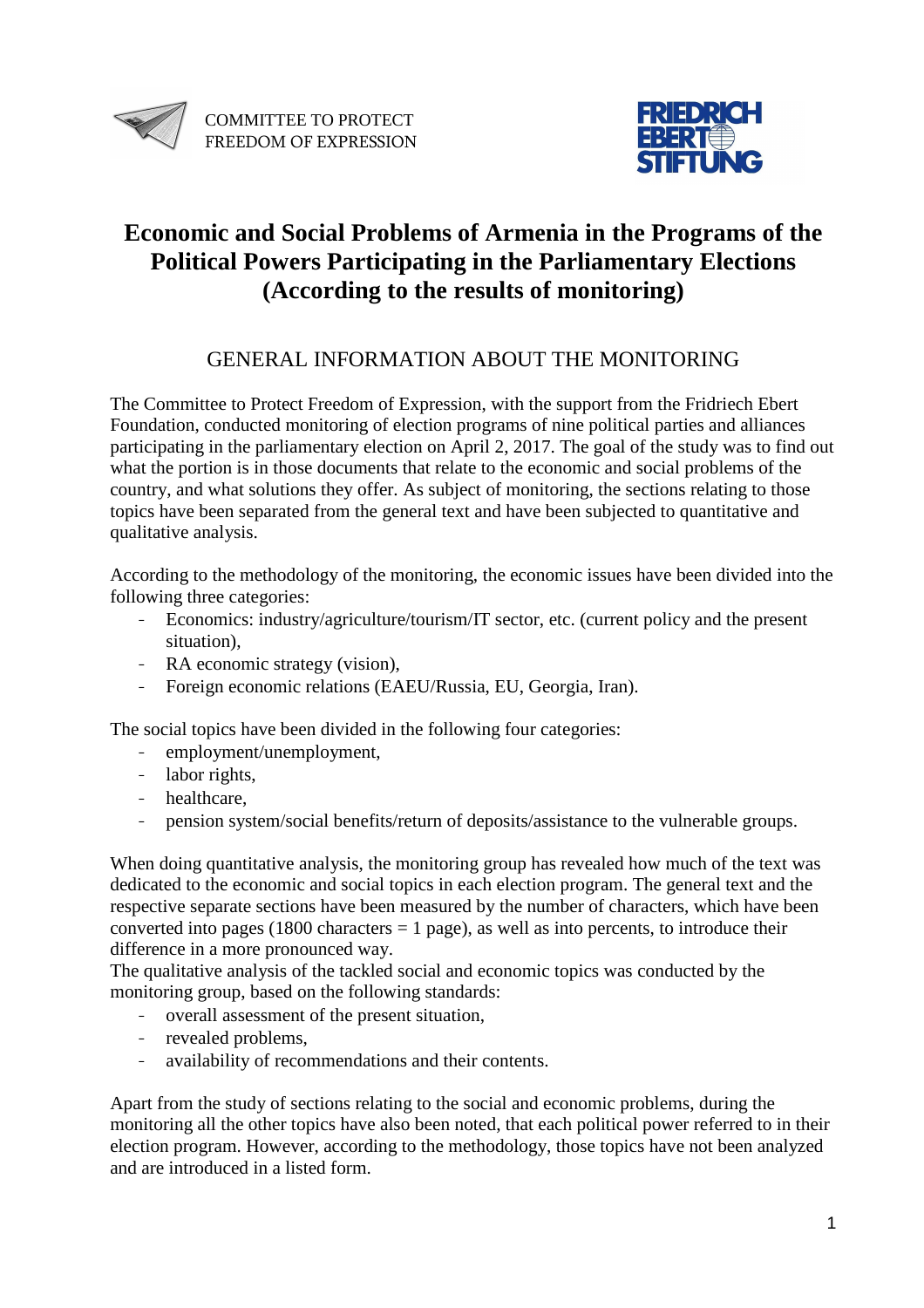COMMITTEE TO PROTECT FREEDOM OF EXPRESSION

FRIEDRICH EBERT STIFTUNG

# Economic and Social Problems of Armenia in the Programs of the Political Powers Participating in the Parliamentary Elections (According to the results of monitoring)

## GENERAL INFORMATION ABOUT THE MONITORING

The Committee to Protect Freedom of Expression, with the support from the Fridriech Ebert Foundation, conducted monitoring of election programs of nine political parties and alliances participating in the parliamentary election on April 2, 2017. The goal of the study was to find out what the portion is in those documents that relate to the economic and social problems of the country, and what solutions they offer. As subject of monitoring, the sections relating to those topics have been separated from the general text and have been subjected to quantitative and qualitative analysis.

According to the methodology of the monitoring, the economic issues have been divided into the following three categories:

- Economics: industry/agriculture/tourism/IT sector, etc. (current policy and the present situation),
- RA economic strategy (vision),
- Foreign economic relations (EAEU/Russia, EU, Georgia, Iran).

The social topics have been divided in the following four categories:

- employment/unemployment,
- labor rights,
- healthcare,
- pension system/social benefits/return of deposits/assistance to the vulnerable groups.

When doing quantitative analysis, the monitoring group has revealed how much of the text was dedicated to the economic and social topics in each election program. The general text and the respective separate sections have been measured by the number of characters, which have been converted into pages (1800 characters = 1 page), as well as into percents, to introduce their difference in a more pronounced way.
The qualitative analysis of the tackled social and economic topics was conducted by the monitoring group, based on the following standards:

- overall assessment of the present situation,
- revealed problems,
- availability of recommendations and their contents.

Apart from the study of sections relating to the social and economic problems, during the monitoring all the other topics have also been noted, that each political power referred to in their election program. However, according to the methodology, those topics have not been analyzed and are introduced in a listed form.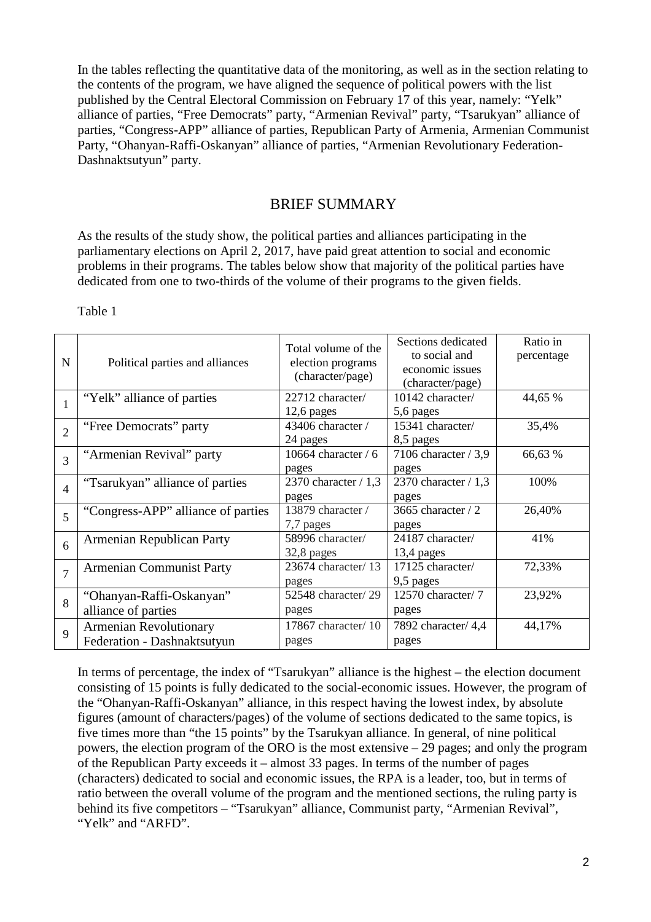In the tables reflecting the quantitative data of the monitoring, as well as in the section relating to the contents of the program, we have aligned the sequence of political powers with the list published by the Central Electoral Commission on February 17 of this year, namely: "Yelk" alliance of parties, "Free Democrats" party, "Armenian Revival" party, "Tsarukyan" alliance of parties, "Congress-APP" alliance of parties, Republican Party of Armenia, Armenian Communist Party, "Ohanyan-Raffi-Oskanyan" alliance of parties, "Armenian Revolutionary Federation-Dashnaktsutyun" party.

## BRIEF SUMMARY

As the results of the study show, the political parties and alliances participating in the parliamentary elections on April 2, 2017, have paid great attention to social and economic problems in their programs. The tables below show that majority of the political parties have dedicated from one to two-thirds of the volume of their programs to the given fields.

Table 1

| N | Political parties and alliances | Total volume of the election programs (character/page) | Sections dedicated to social and economic issues (character/page) | Ratio in percentage |
|---|---|---|---|---|
| 1 | "Yelk" alliance of parties | 22712 character/ 12,6 pages | 10142 character/ 5,6 pages | 44,65 % |
| 2 | "Free Democrats" party | 43406 character / 24 pages | 15341 character/ 8,5 pages | 35,4% |
| 3 | "Armenian Revival" party | 10664 character / 6 pages | 7106 character / 3,9 pages | 66,63 % |
| 4 | "Tsarukyan" alliance of parties | 2370 character / 1,3 pages | 2370 character / 1,3 pages | 100% |
| 5 | "Congress-APP" alliance of parties | 13879 character / 7,7 pages | 3665 character / 2 pages | 26,40% |
| 6 | Armenian Republican Party | 58996 character/ 32,8 pages | 24187 character/ 13,4 pages | 41% |
| 7 | Armenian Communist Party | 23674 character/ 13 pages | 17125 character/ 9,5 pages | 72,33% |
| 8 | "Ohanyan-Raffi-Oskanyan" alliance of parties | 52548 character/ 29 pages | 12570 character/ 7 pages | 23,92% |
| 9 | Armenian Revolutionary Federation - Dashnaktsutyun | 17867 character/ 10 pages | 7892 character/ 4,4 pages | 44,17% |

In terms of percentage, the index of "Tsarukyan" alliance is the highest – the election document consisting of 15 points is fully dedicated to the social-economic issues. However, the program of the "Ohanyan-Raffi-Oskanyan" alliance, in this respect having the lowest index, by absolute figures (amount of characters/pages) of the volume of sections dedicated to the same topics, is five times more than "the 15 points" by the Tsarukyan alliance. In general, of nine political powers, the election program of the ORO is the most extensive – 29 pages; and only the program of the Republican Party exceeds it – almost 33 pages. In terms of the number of pages (characters) dedicated to social and economic issues, the RPA is a leader, too, but in terms of ratio between the overall volume of the program and the mentioned sections, the ruling party is behind its five competitors – "Tsarukyan" alliance, Communist party, "Armenian Revival", "Yelk" and "ARFD".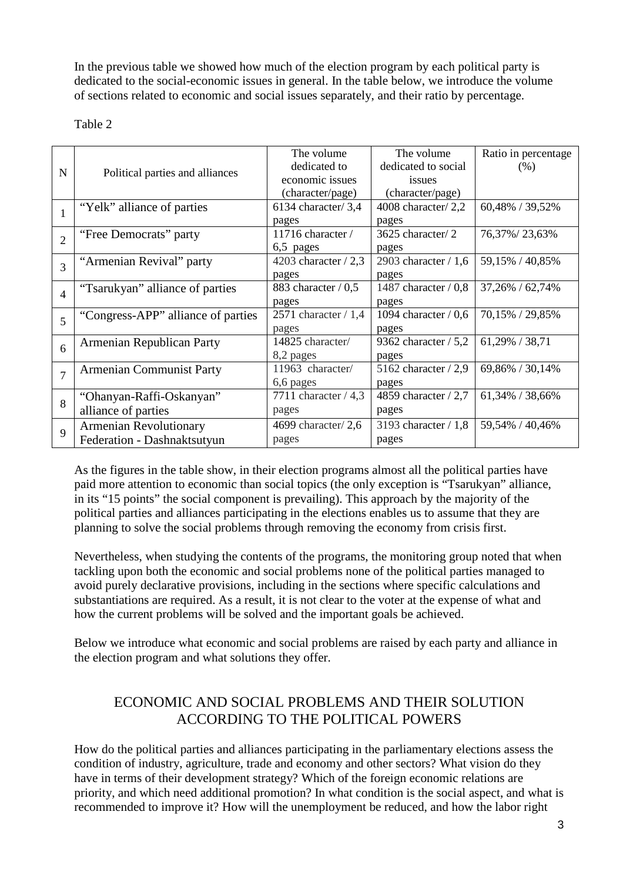In the previous table we showed how much of the election program by each political party is dedicated to the social-economic issues in general. In the table below, we introduce the volume of sections related to economic and social issues separately, and their ratio by percentage.

Table 2

| N | Political parties and alliances | The volume dedicated to economic issues (character/page) | The volume dedicated to social issues (character/page) | Ratio in percentage (%) |
|---|---|---|---|---|
| 1 | "Yelk" alliance of parties | 6134 character/ 3,4 pages | 4008 character/ 2,2 pages | 60,48% / 39,52% |
| 2 | "Free Democrats" party | 11716 character / 6,5 pages | 3625 character/ 2 pages | 76,37%/ 23,63% |
| 3 | "Armenian Revival" party | 4203 character / 2,3 pages | 2903 character / 1,6 pages | 59,15% / 40,85% |
| 4 | "Tsarukyan" alliance of parties | 883 character / 0,5 pages | 1487 character / 0,8 pages | 37,26% / 62,74% |
| 5 | "Congress-APP" alliance of parties | 2571 character / 1,4 pages | 1094 character / 0,6 pages | 70,15% / 29,85% |
| 6 | Armenian Republican Party | 14825 character/ 8,2 pages | 9362 character / 5,2 pages | 61,29% / 38,71 |
| 7 | Armenian Communist Party | 11963 character/ 6,6 pages | 5162 character / 2,9 pages | 69,86% / 30,14% |
| 8 | "Ohanyan-Raffi-Oskanyan" alliance of parties | 7711 character / 4,3 pages | 4859 character / 2,7 pages | 61,34% / 38,66% |
| 9 | Armenian Revolutionary Federation - Dashnaktsutyun | 4699 character/ 2,6 pages | 3193 character / 1,8 pages | 59,54% / 40,46% |

As the figures in the table show, in their election programs almost all the political parties have paid more attention to economic than social topics (the only exception is "Tsarukyan" alliance, in its "15 points" the social component is prevailing). This approach by the majority of the political parties and alliances participating in the elections enables us to assume that they are planning to solve the social problems through removing the economy from crisis first.

Nevertheless, when studying the contents of the programs, the monitoring group noted that when tackling upon both the economic and social problems none of the political parties managed to avoid purely declarative provisions, including in the sections where specific calculations and substantiations are required. As a result, it is not clear to the voter at the expense of what and how the current problems will be solved and the important goals be achieved.

Below we introduce what economic and social problems are raised by each party and alliance in the election program and what solutions they offer.

## ECONOMIC AND SOCIAL PROBLEMS AND THEIR SOLUTION ACCORDING TO THE POLITICAL POWERS

How do the political parties and alliances participating in the parliamentary elections assess the condition of industry, agriculture, trade and economy and other sectors? What vision do they have in terms of their development strategy? Which of the foreign economic relations are priority, and which need additional promotion? In what condition is the social aspect, and what is recommended to improve it? How will the unemployment be reduced, and how the labor right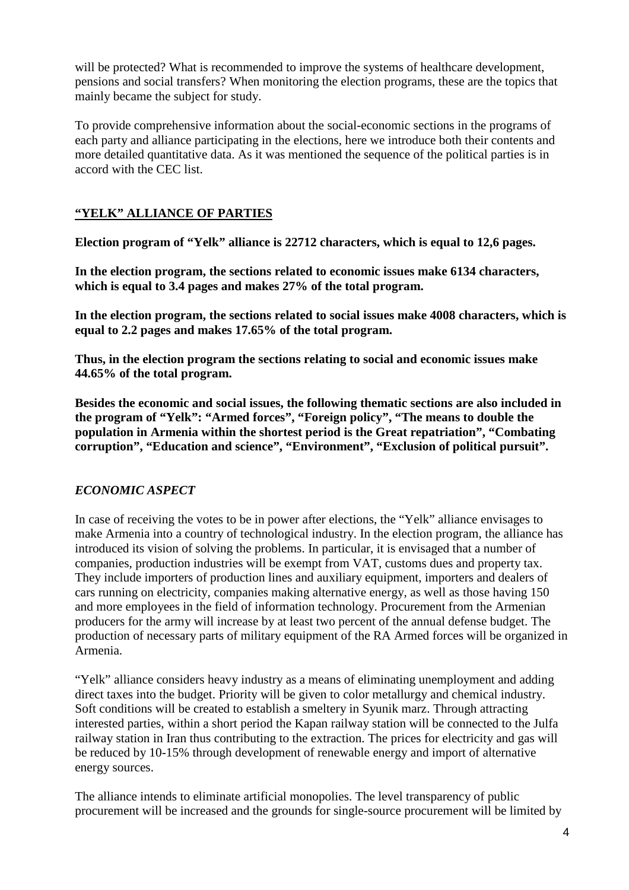will be protected? What is recommended to improve the systems of healthcare development, pensions and social transfers? When monitoring the election programs, these are the topics that mainly became the subject for study.

To provide comprehensive information about the social-economic sections in the programs of each party and alliance participating in the elections, here we introduce both their contents and more detailed quantitative data. As it was mentioned the sequence of the political parties is in accord with the CEC list.

## “YELK” ALLIANCE OF PARTIES

**Election program of “Yelk” alliance is 22712 characters, which is equal to 12,6 pages.**

**In the election program, the sections related to economic issues make 6134 characters, which is equal to 3.4 pages and makes 27% of the total program.**

**In the election program, the sections related to social issues make 4008 characters, which is equal to 2.2 pages and makes 17.65% of the total program.**

**Thus, in the election program the sections relating to social and economic issues make 44.65% of the total program.**

**Besides the economic and social issues, the following thematic sections are also included in the program of “Yelk”: “Armed forces”, “Foreign policy”, “The means to double the population in Armenia within the shortest period is the Great repatriation”, “Combating corruption”, “Education and science”, “Environment”, “Exclusion of political pursuit”.**

### *ECONOMIC ASPECT*

In case of receiving the votes to be in power after elections, the “Yelk” alliance envisages to make Armenia into a country of technological industry. In the election program, the alliance has introduced its vision of solving the problems. In particular, it is envisaged that a number of companies, production industries will be exempt from VAT, customs dues and property tax. They include importers of production lines and auxiliary equipment, importers and dealers of cars running on electricity, companies making alternative energy, as well as those having 150 and more employees in the field of information technology. Procurement from the Armenian producers for the army will increase by at least two percent of the annual defense budget. The production of necessary parts of military equipment of the RA Armed forces will be organized in Armenia.

“Yelk” alliance considers heavy industry as a means of eliminating unemployment and adding direct taxes into the budget. Priority will be given to color metallurgy and chemical industry. Soft conditions will be created to establish a smeltery in Syunik marz. Through attracting interested parties, within a short period the Kapan railway station will be connected to the Julfa railway station in Iran thus contributing to the extraction. The prices for electricity and gas will be reduced by 10-15% through development of renewable energy and import of alternative energy sources.

The alliance intends to eliminate artificial monopolies. The level transparency of public procurement will be increased and the grounds for single-source procurement will be limited by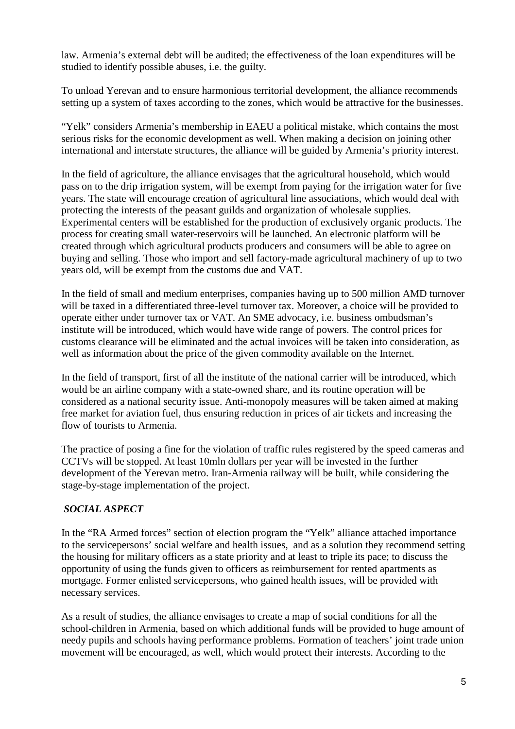law. Armenia's external debt will be audited; the effectiveness of the loan expenditures will be studied to identify possible abuses, i.e. the guilty.

To unload Yerevan and to ensure harmonious territorial development, the alliance recommends setting up a system of taxes according to the zones, which would be attractive for the businesses.

"Yelk" considers Armenia's membership in EAEU a political mistake, which contains the most serious risks for the economic development as well. When making a decision on joining other international and interstate structures, the alliance will be guided by Armenia's priority interest.

In the field of agriculture, the alliance envisages that the agricultural household, which would pass on to the drip irrigation system, will be exempt from paying for the irrigation water for five years. The state will encourage creation of agricultural line associations, which would deal with protecting the interests of the peasant guilds and organization of wholesale supplies. Experimental centers will be established for the production of exclusively organic products. The process for creating small water-reservoirs will be launched. An electronic platform will be created through which agricultural products producers and consumers will be able to agree on buying and selling. Those who import and sell factory-made agricultural machinery of up to two years old, will be exempt from the customs due and VAT.

In the field of small and medium enterprises, companies having up to 500 million AMD turnover will be taxed in a differentiated three-level turnover tax. Moreover, a choice will be provided to operate either under turnover tax or VAT. An SME advocacy, i.e. business ombudsman's institute will be introduced, which would have wide range of powers. The control prices for customs clearance will be eliminated and the actual invoices will be taken into consideration, as well as information about the price of the given commodity available on the Internet.

In the field of transport, first of all the institute of the national carrier will be introduced, which would be an airline company with a state-owned share, and its routine operation will be considered as a national security issue. Anti-monopoly measures will be taken aimed at making free market for aviation fuel, thus ensuring reduction in prices of air tickets and increasing the flow of tourists to Armenia.

The practice of posing a fine for the violation of traffic rules registered by the speed cameras and CCTVs will be stopped. At least 10mln dollars per year will be invested in the further development of the Yerevan metro. Iran-Armenia railway will be built, while considering the stage-by-stage implementation of the project.

***SOCIAL ASPECT***

In the "RA Armed forces" section of election program the "Yelk" alliance attached importance to the servicepersons' social welfare and health issues, and as a solution they recommend setting the housing for military officers as a state priority and at least to triple its pace; to discuss the opportunity of using the funds given to officers as reimbursement for rented apartments as mortgage. Former enlisted servicepersons, who gained health issues, will be provided with necessary services.

As a result of studies, the alliance envisages to create a map of social conditions for all the school-children in Armenia, based on which additional funds will be provided to huge amount of needy pupils and schools having performance problems. Formation of teachers' joint trade union movement will be encouraged, as well, which would protect their interests. According to the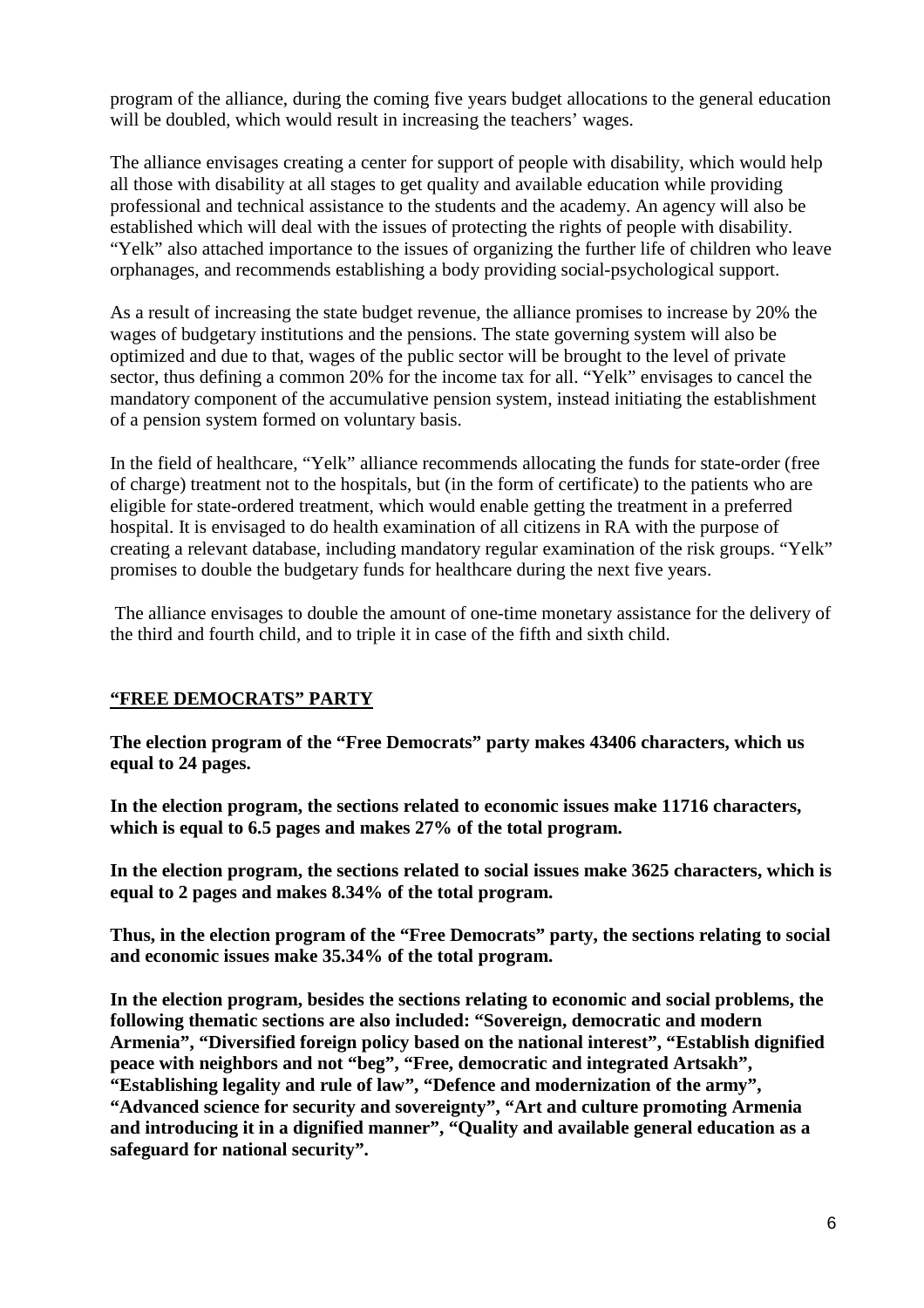program of the alliance, during the coming five years budget allocations to the general education will be doubled, which would result in increasing the teachers' wages.

The alliance envisages creating a center for support of people with disability, which would help all those with disability at all stages to get quality and available education while providing professional and technical assistance to the students and the academy. An agency will also be established which will deal with the issues of protecting the rights of people with disability. "Yelk" also attached importance to the issues of organizing the further life of children who leave orphanages, and recommends establishing a body providing social-psychological support.

As a result of increasing the state budget revenue, the alliance promises to increase by 20% the wages of budgetary institutions and the pensions. The state governing system will also be optimized and due to that, wages of the public sector will be brought to the level of private sector, thus defining a common 20% for the income tax for all. "Yelk" envisages to cancel the mandatory component of the accumulative pension system, instead initiating the establishment of a pension system formed on voluntary basis.

In the field of healthcare, "Yelk" alliance recommends allocating the funds for state-order (free of charge) treatment not to the hospitals, but (in the form of certificate) to the patients who are eligible for state-ordered treatment, which would enable getting the treatment in a preferred hospital. It is envisaged to do health examination of all citizens in RA with the purpose of creating a relevant database, including mandatory regular examination of the risk groups. "Yelk" promises to double the budgetary funds for healthcare during the next five years.

The alliance envisages to double the amount of one-time monetary assistance for the delivery of the third and fourth child, and to triple it in case of the fifth and sixth child.

## "FREE DEMOCRATS" PARTY

**The election program of the "Free Democrats" party makes 43406 characters, which us equal to 24 pages.**

**In the election program, the sections related to economic issues make 11716 characters, which is equal to 6.5 pages and makes 27% of the total program.**

**In the election program, the sections related to social issues make 3625 characters, which is equal to 2 pages and makes 8.34% of the total program.**

**Thus, in the election program of the "Free Democrats" party, the sections relating to social and economic issues make 35.34% of the total program.**

**In the election program, besides the sections relating to economic and social problems, the following thematic sections are also included: "Sovereign, democratic and modern Armenia", "Diversified foreign policy based on the national interest", "Establish dignified peace with neighbors and not "beg", "Free, democratic and integrated Artsakh", "Establishing legality and rule of law", "Defence and modernization of the army", "Advanced science for security and sovereignty", "Art and culture promoting Armenia and introducing it in a dignified manner", "Quality and available general education as a safeguard for national security".**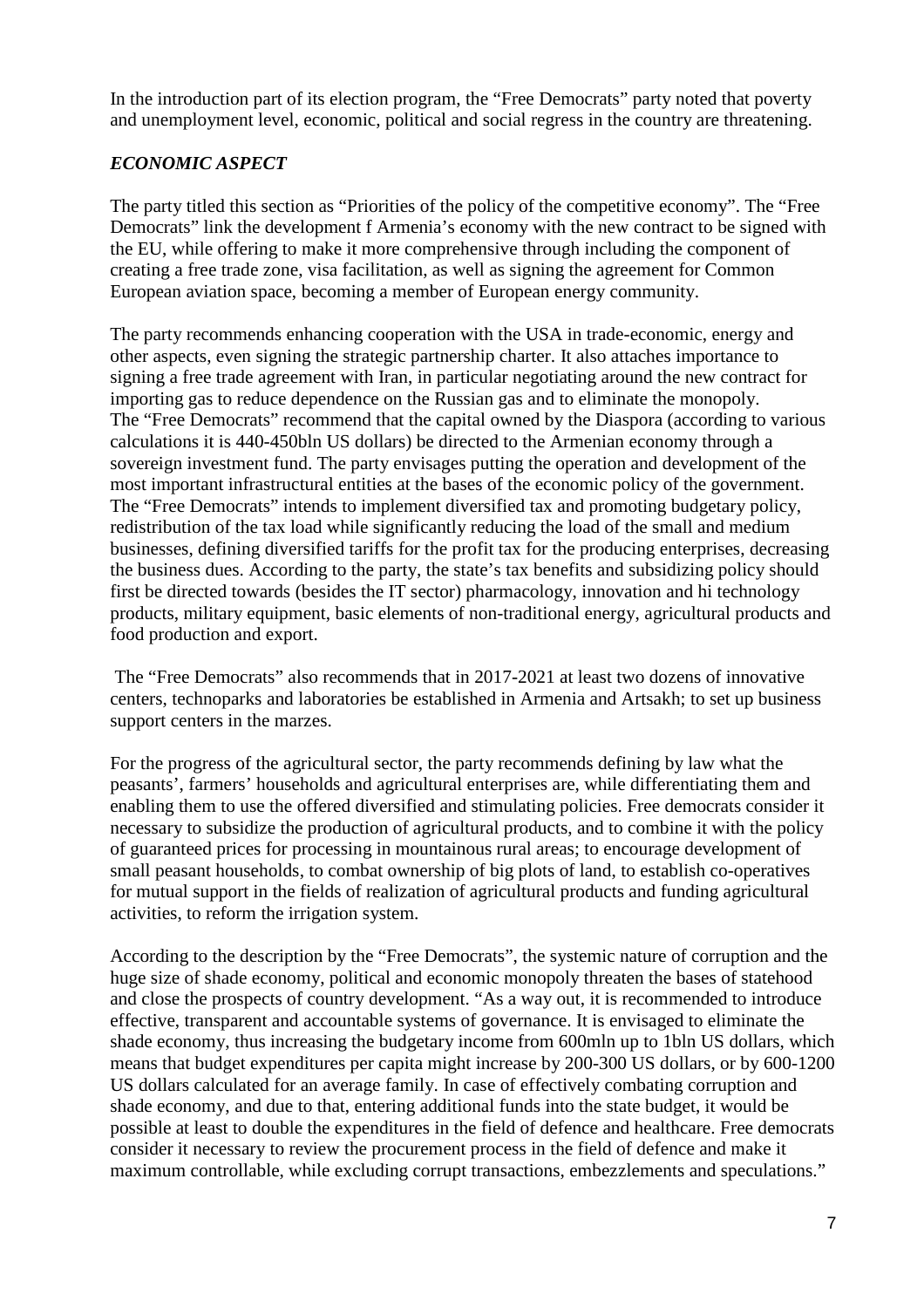In the introduction part of its election program, the "Free Democrats" party noted that poverty and unemployment level, economic, political and social regress in the country are threatening.

### *ECONOMIC ASPECT*

The party titled this section as "Priorities of the policy of the competitive economy". The "Free Democrats" link the development f Armenia's economy with the new contract to be signed with the EU, while offering to make it more comprehensive through including the component of creating a free trade zone, visa facilitation, as well as signing the agreement for Common European aviation space, becoming a member of European energy community.

The party recommends enhancing cooperation with the USA in trade-economic, energy and other aspects, even signing the strategic partnership charter. It also attaches importance to signing a free trade agreement with Iran, in particular negotiating around the new contract for importing gas to reduce dependence on the Russian gas and to eliminate the monopoly.
The "Free Democrats" recommend that the capital owned by the Diaspora (according to various calculations it is 440-450bln US dollars) be directed to the Armenian economy through a sovereign investment fund. The party envisages putting the operation and development of the most important infrastructural entities at the bases of the economic policy of the government.
The "Free Democrats" intends to implement diversified tax and promoting budgetary policy, redistribution of the tax load while significantly reducing the load of the small and medium businesses, defining diversified tariffs for the profit tax for the producing enterprises, decreasing the business dues. According to the party, the state's tax benefits and subsidizing policy should first be directed towards (besides the IT sector) pharmacology, innovation and hi technology products, military equipment, basic elements of non-traditional energy, agricultural products and food production and export.

The "Free Democrats" also recommends that in 2017-2021 at least two dozens of innovative centers, technoparks and laboratories be established in Armenia and Artsakh; to set up business support centers in the marzes.

For the progress of the agricultural sector, the party recommends defining by law what the peasants', farmers' households and agricultural enterprises are, while differentiating them and enabling them to use the offered diversified and stimulating policies. Free democrats consider it necessary to subsidize the production of agricultural products, and to combine it with the policy of guaranteed prices for processing in mountainous rural areas; to encourage development of small peasant households, to combat ownership of big plots of land, to establish co-operatives for mutual support in the fields of realization of agricultural products and funding agricultural activities, to reform the irrigation system.

According to the description by the "Free Democrats", the systemic nature of corruption and the huge size of shade economy, political and economic monopoly threaten the bases of statehood and close the prospects of country development. "As a way out, it is recommended to introduce effective, transparent and accountable systems of governance. It is envisaged to eliminate the shade economy, thus increasing the budgetary income from 600mln up to 1bln US dollars, which means that budget expenditures per capita might increase by 200-300 US dollars, or by 600-1200 US dollars calculated for an average family. In case of effectively combating corruption and shade economy, and due to that, entering additional funds into the state budget, it would be possible at least to double the expenditures in the field of defence and healthcare. Free democrats consider it necessary to review the procurement process in the field of defence and make it maximum controllable, while excluding corrupt transactions, embezzlements and speculations."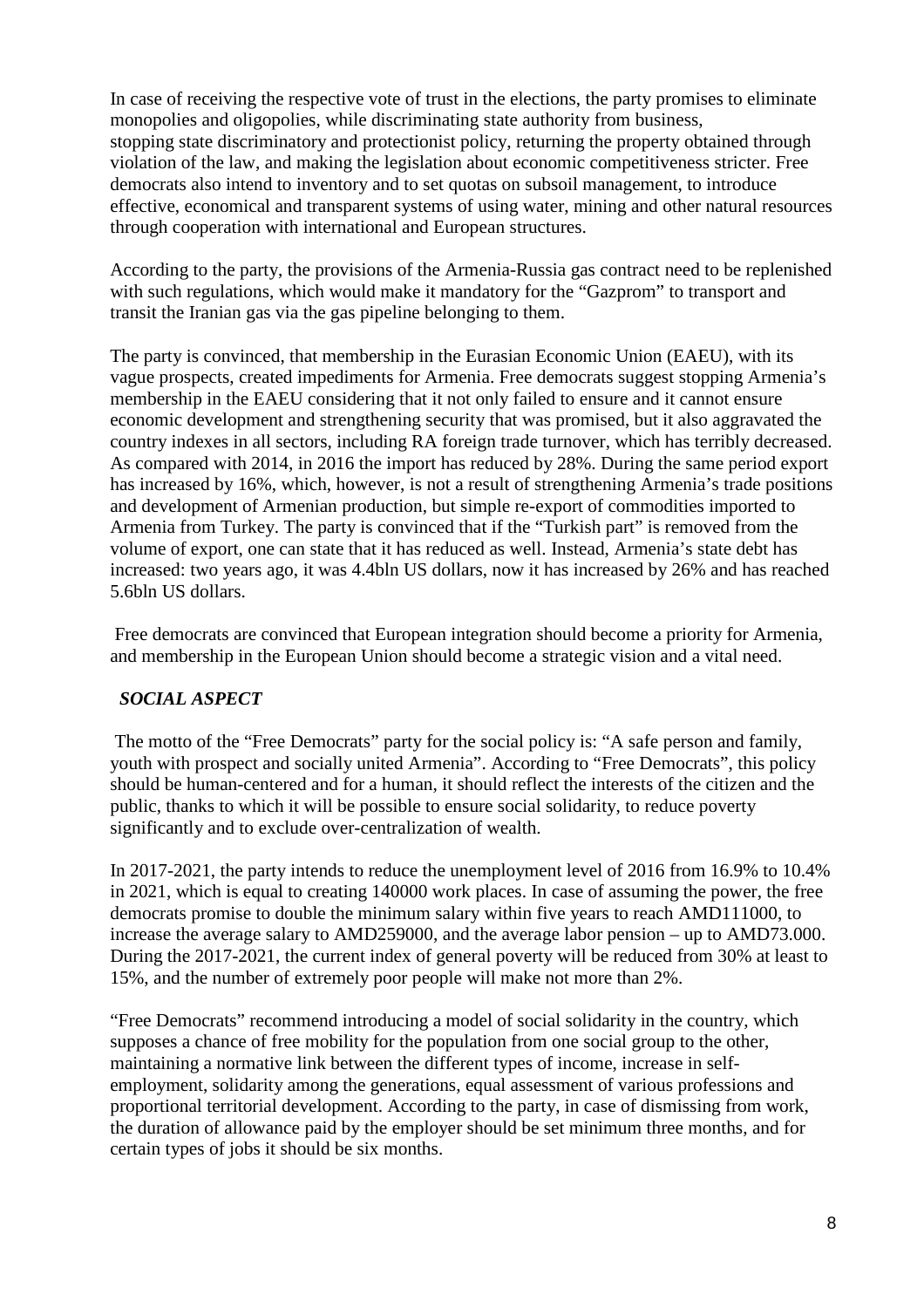In case of receiving the respective vote of trust in the elections, the party promises to eliminate monopolies and oligopolies, while discriminating state authority from business, stopping state discriminatory and protectionist policy, returning the property obtained through violation of the law, and making the legislation about economic competitiveness stricter. Free democrats also intend to inventory and to set quotas on subsoil management, to introduce effective, economical and transparent systems of using water, mining and other natural resources through cooperation with international and European structures.

According to the party, the provisions of the Armenia-Russia gas contract need to be replenished with such regulations, which would make it mandatory for the "Gazprom" to transport and transit the Iranian gas via the gas pipeline belonging to them.

The party is convinced, that membership in the Eurasian Economic Union (EAEU), with its vague prospects, created impediments for Armenia. Free democrats suggest stopping Armenia's membership in the EAEU considering that it not only failed to ensure and it cannot ensure economic development and strengthening security that was promised, but it also aggravated the country indexes in all sectors, including RA foreign trade turnover, which has terribly decreased. As compared with 2014, in 2016 the import has reduced by 28%. During the same period export has increased by 16%, which, however, is not a result of strengthening Armenia's trade positions and development of Armenian production, but simple re-export of commodities imported to Armenia from Turkey. The party is convinced that if the "Turkish part" is removed from the volume of export, one can state that it has reduced as well. Instead, Armenia's state debt has increased: two years ago, it was 4.4bln US dollars, now it has increased by 26% and has reached 5.6bln US dollars.

Free democrats are convinced that European integration should become a priority for Armenia, and membership in the European Union should become a strategic vision and a vital need.

***SOCIAL ASPECT***

The motto of the "Free Democrats" party for the social policy is: "A safe person and family, youth with prospect and socially united Armenia". According to "Free Democrats", this policy should be human-centered and for a human, it should reflect the interests of the citizen and the public, thanks to which it will be possible to ensure social solidarity, to reduce poverty significantly and to exclude over-centralization of wealth.

In 2017-2021, the party intends to reduce the unemployment level of 2016 from 16.9% to 10.4% in 2021, which is equal to creating 140000 work places. In case of assuming the power, the free democrats promise to double the minimum salary within five years to reach AMD111000, to increase the average salary to AMD259000, and the average labor pension – up to AMD73.000. During the 2017-2021, the current index of general poverty will be reduced from 30% at least to 15%, and the number of extremely poor people will make not more than 2%.

"Free Democrats" recommend introducing a model of social solidarity in the country, which supposes a chance of free mobility for the population from one social group to the other, maintaining a normative link between the different types of income, increase in self-employment, solidarity among the generations, equal assessment of various professions and proportional territorial development. According to the party, in case of dismissing from work, the duration of allowance paid by the employer should be set minimum three months, and for certain types of jobs it should be six months.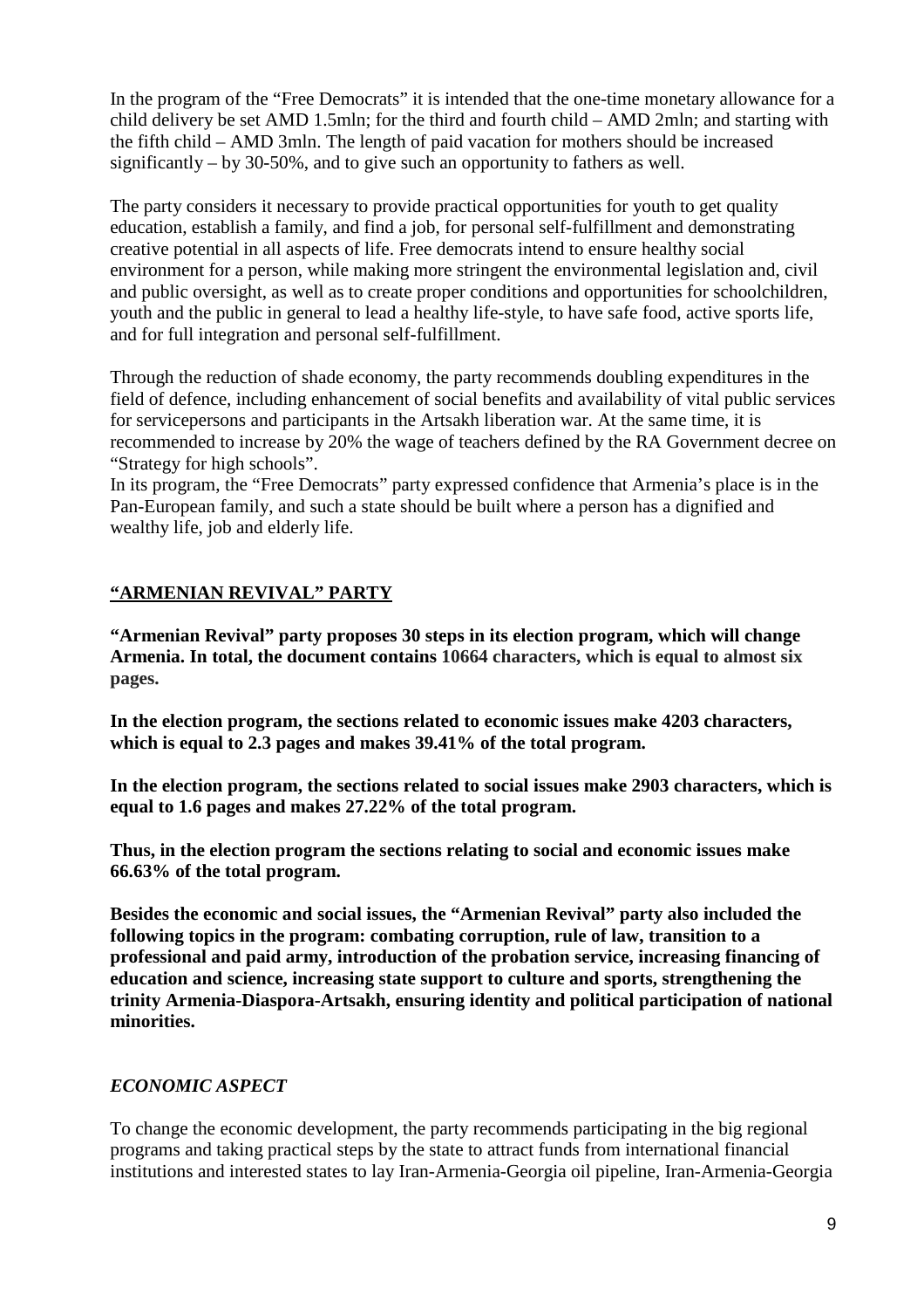In the program of the "Free Democrats" it is intended that the one-time monetary allowance for a child delivery be set AMD 1.5mln; for the third and fourth child – AMD 2mln; and starting with the fifth child – AMD 3mln. The length of paid vacation for mothers should be increased significantly – by 30-50%, and to give such an opportunity to fathers as well.

The party considers it necessary to provide practical opportunities for youth to get quality education, establish a family, and find a job, for personal self-fulfillment and demonstrating creative potential in all aspects of life. Free democrats intend to ensure healthy social environment for a person, while making more stringent the environmental legislation and, civil and public oversight, as well as to create proper conditions and opportunities for schoolchildren, youth and the public in general to lead a healthy life-style, to have safe food, active sports life, and for full integration and personal self-fulfillment.

Through the reduction of shade economy, the party recommends doubling expenditures in the field of defence, including enhancement of social benefits and availability of vital public services for servicepersons and participants in the Artsakh liberation war. At the same time, it is recommended to increase by 20% the wage of teachers defined by the RA Government decree on "Strategy for high schools".
In its program, the "Free Democrats" party expressed confidence that Armenia's place is in the Pan-European family, and such a state should be built where a person has a dignified and wealthy life, job and elderly life.

## "ARMENIAN REVIVAL" PARTY

**"Armenian Revival" party proposes 30 steps in its election program, which will change Armenia. In total, the document contains 10664 characters, which is equal to almost six pages.**

**In the election program, the sections related to economic issues make 4203 characters, which is equal to 2.3 pages and makes 39.41% of the total program.**

**In the election program, the sections related to social issues make 2903 characters, which is equal to 1.6 pages and makes 27.22% of the total program.**

**Thus, in the election program the sections relating to social and economic issues make 66.63% of the total program.**

**Besides the economic and social issues, the "Armenian Revival" party also included the following topics in the program: combating corruption, rule of law, transition to a professional and paid army, introduction of the probation service, increasing financing of education and science, increasing state support to culture and sports, strengthening the trinity Armenia-Diaspora-Artsakh, ensuring identity and political participation of national minorities.**

### *ECONOMIC ASPECT*

To change the economic development, the party recommends participating in the big regional programs and taking practical steps by the state to attract funds from international financial institutions and interested states to lay Iran-Armenia-Georgia oil pipeline, Iran-Armenia-Georgia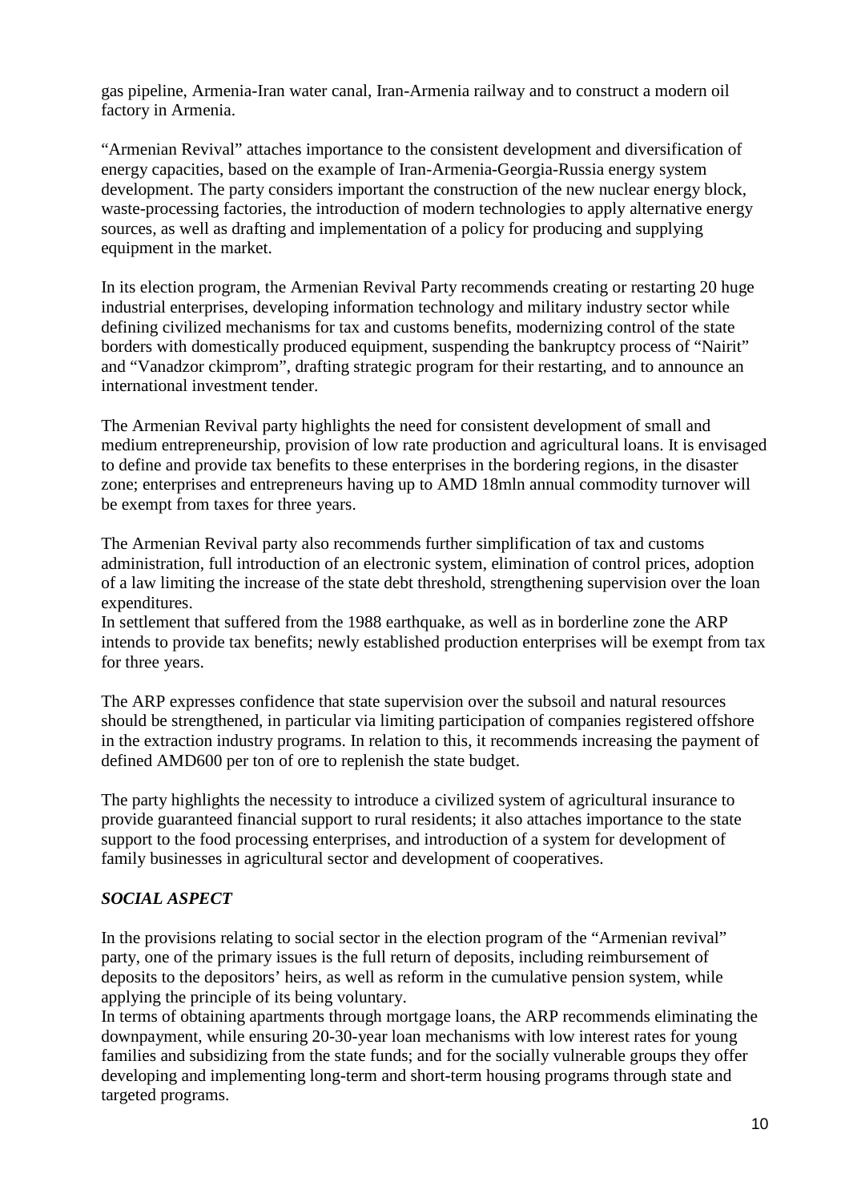gas pipeline, Armenia-Iran water canal, Iran-Armenia railway and to construct a modern oil factory in Armenia.

"Armenian Revival" attaches importance to the consistent development and diversification of energy capacities, based on the example of Iran-Armenia-Georgia-Russia energy system development. The party considers important the construction of the new nuclear energy block, waste-processing factories, the introduction of modern technologies to apply alternative energy sources, as well as drafting and implementation of a policy for producing and supplying equipment in the market.

In its election program, the Armenian Revival Party recommends creating or restarting 20 huge industrial enterprises, developing information technology and military industry sector while defining civilized mechanisms for tax and customs benefits, modernizing control of the state borders with domestically produced equipment, suspending the bankruptcy process of "Nairit" and "Vanadzor ckimprom", drafting strategic program for their restarting, and to announce an international investment tender.

The Armenian Revival party highlights the need for consistent development of small and medium entrepreneurship, provision of low rate production and agricultural loans. It is envisaged to define and provide tax benefits to these enterprises in the bordering regions, in the disaster zone; enterprises and entrepreneurs having up to AMD 18mln annual commodity turnover will be exempt from taxes for three years.

The Armenian Revival party also recommends further simplification of tax and customs administration, full introduction of an electronic system, elimination of control prices, adoption of a law limiting the increase of the state debt threshold, strengthening supervision over the loan expenditures.
In settlement that suffered from the 1988 earthquake, as well as in borderline zone the ARP intends to provide tax benefits; newly established production enterprises will be exempt from tax for three years.

The ARP expresses confidence that state supervision over the subsoil and natural resources should be strengthened, in particular via limiting participation of companies registered offshore in the extraction industry programs. In relation to this, it recommends increasing the payment of defined AMD600 per ton of ore to replenish the state budget.

The party highlights the necessity to introduce a civilized system of agricultural insurance to provide guaranteed financial support to rural residents; it also attaches importance to the state support to the food processing enterprises, and introduction of a system for development of family businesses in agricultural sector and development of cooperatives.

***SOCIAL ASPECT***

In the provisions relating to social sector in the election program of the "Armenian revival" party, one of the primary issues is the full return of deposits, including reimbursement of deposits to the depositors' heirs, as well as reform in the cumulative pension system, while applying the principle of its being voluntary.
In terms of obtaining apartments through mortgage loans, the ARP recommends eliminating the downpayment, while ensuring 20-30-year loan mechanisms with low interest rates for young families and subsidizing from the state funds; and for the socially vulnerable groups they offer developing and implementing long-term and short-term housing programs through state and targeted programs.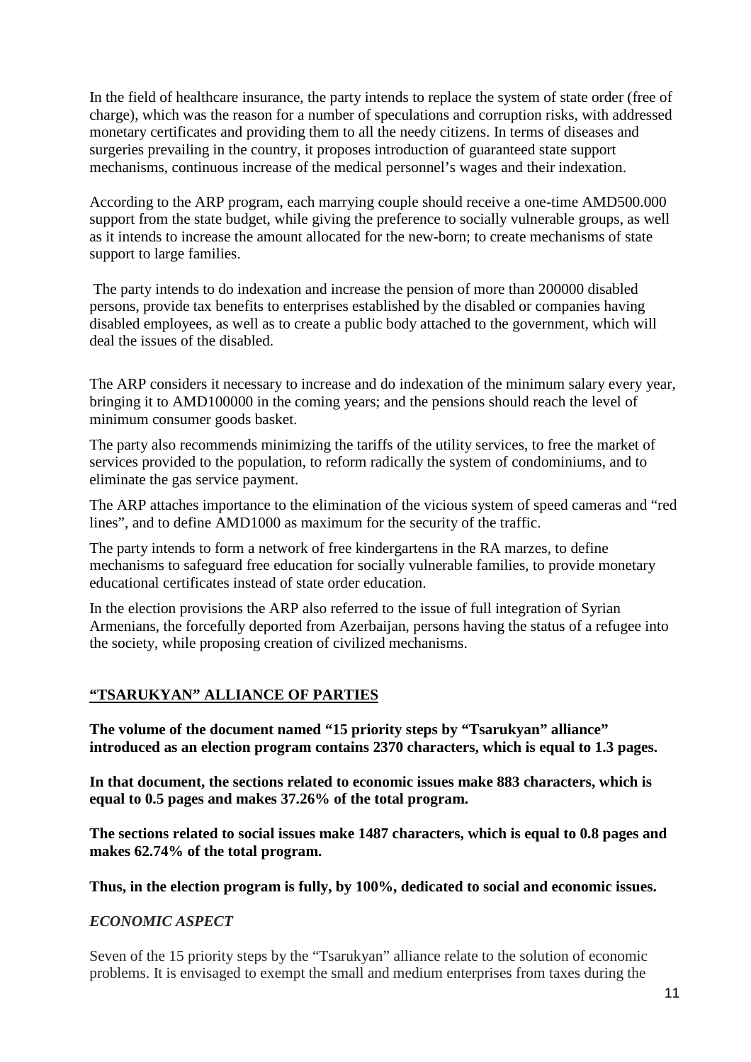In the field of healthcare insurance, the party intends to replace the system of state order (free of charge), which was the reason for a number of speculations and corruption risks, with addressed monetary certificates and providing them to all the needy citizens. In terms of diseases and surgeries prevailing in the country, it proposes introduction of guaranteed state support mechanisms, continuous increase of the medical personnel's wages and their indexation.

According to the ARP program, each marrying couple should receive a one-time AMD500.000 support from the state budget, while giving the preference to socially vulnerable groups, as well as it intends to increase the amount allocated for the new-born; to create mechanisms of state support to large families.

The party intends to do indexation and increase the pension of more than 200000 disabled persons, provide tax benefits to enterprises established by the disabled or companies having disabled employees, as well as to create a public body attached to the government, which will deal the issues of the disabled.

The ARP considers it necessary to increase and do indexation of the minimum salary every year, bringing it to AMD100000 in the coming years; and the pensions should reach the level of minimum consumer goods basket.

The party also recommends minimizing the tariffs of the utility services, to free the market of services provided to the population, to reform radically the system of condominiums, and to eliminate the gas service payment.

The ARP attaches importance to the elimination of the vicious system of speed cameras and "red lines", and to define AMD1000 as maximum for the security of the traffic.

The party intends to form a network of free kindergartens in the RA marzes, to define mechanisms to safeguard free education for socially vulnerable families, to provide monetary educational certificates instead of state order education.

In the election provisions the ARP also referred to the issue of full integration of Syrian Armenians, the forcefully deported from Azerbaijan, persons having the status of a refugee into the society, while proposing creation of civilized mechanisms.

## "TSARUKYAN" ALLIANCE OF PARTIES

**The volume of the document named "15 priority steps by "Tsarukyan" alliance" introduced as an election program contains 2370 characters, which is equal to 1.3 pages.**

**In that document, the sections related to economic issues make 883 characters, which is equal to 0.5 pages and makes 37.26% of the total program.**

**The sections related to social issues make 1487 characters, which is equal to 0.8 pages and makes 62.74% of the total program.**

**Thus, in the election program is fully, by 100%, dedicated to social and economic issues.**

### *ECONOMIC ASPECT*

Seven of the 15 priority steps by the "Tsarukyan" alliance relate to the solution of economic problems. It is envisaged to exempt the small and medium enterprises from taxes during the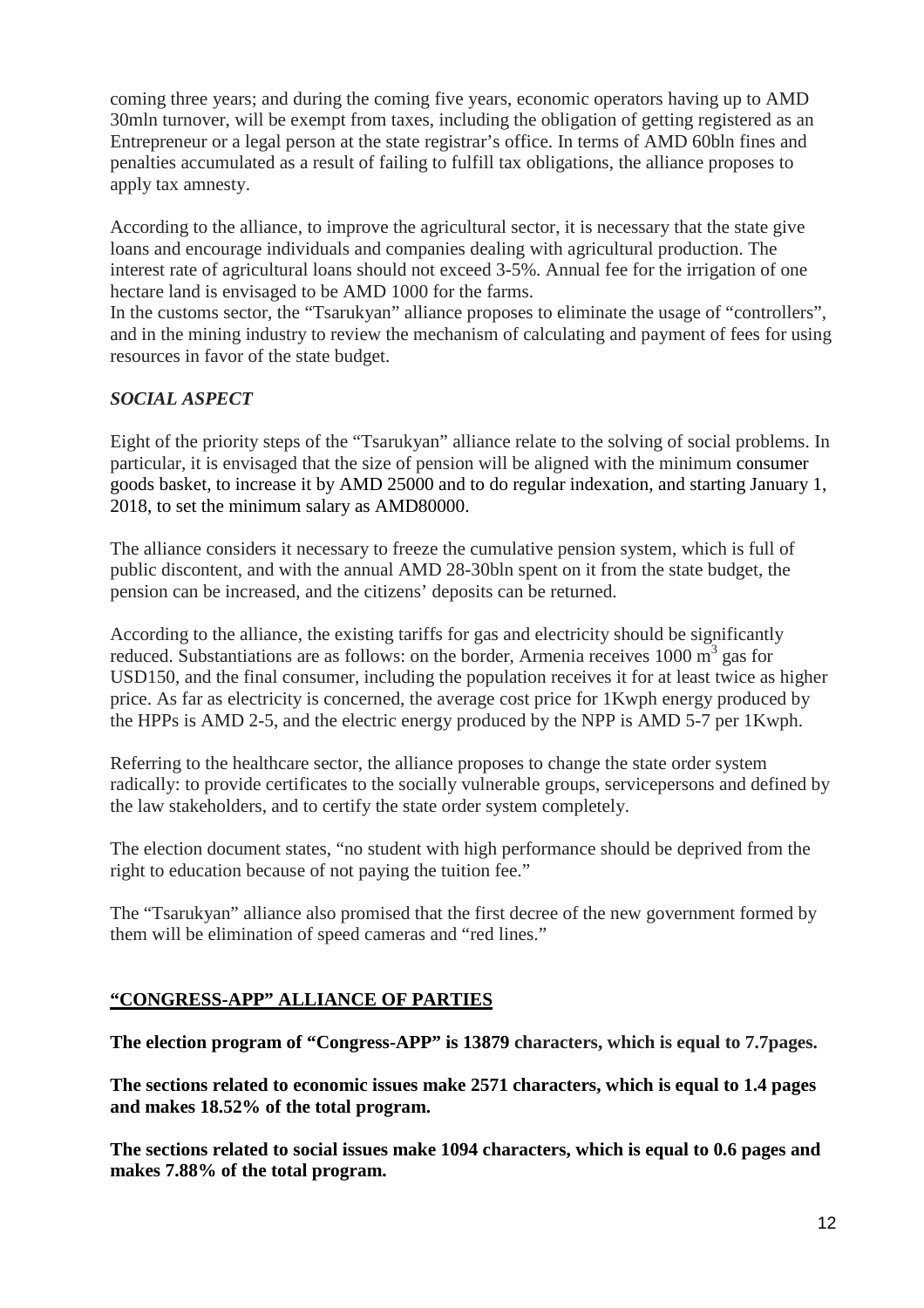coming three years; and during the coming five years, economic operators having up to AMD 30mln turnover, will be exempt from taxes, including the obligation of getting registered as an Entrepreneur or a legal person at the state registrar's office. In terms of AMD 60bln fines and penalties accumulated as a result of failing to fulfill tax obligations, the alliance proposes to apply tax amnesty.

According to the alliance, to improve the agricultural sector, it is necessary that the state give loans and encourage individuals and companies dealing with agricultural production. The interest rate of agricultural loans should not exceed 3-5%. Annual fee for the irrigation of one hectare land is envisaged to be AMD 1000 for the farms.
In the customs sector, the "Tsarukyan" alliance proposes to eliminate the usage of "controllers", and in the mining industry to review the mechanism of calculating and payment of fees for using resources in favor of the state budget.

***SOCIAL ASPECT***

Eight of the priority steps of the "Tsarukyan" alliance relate to the solving of social problems. In particular, it is envisaged that the size of pension will be aligned with the minimum consumer goods basket, to increase it by AMD 25000 and to do regular indexation, and starting January 1, 2018, to set the minimum salary as AMD80000.

The alliance considers it necessary to freeze the cumulative pension system, which is full of public discontent, and with the annual AMD 28-30bln spent on it from the state budget, the pension can be increased, and the citizens' deposits can be returned.

According to the alliance, the existing tariffs for gas and electricity should be significantly reduced. Substantiations are as follows: on the border, Armenia receives 1000 $m^3$ gas for USD150, and the final consumer, including the population receives it for at least twice as higher price. As far as electricity is concerned, the average cost price for 1Kwph energy produced by the HPPs is AMD 2-5, and the electric energy produced by the NPP is AMD 5-7 per 1Kwph.

Referring to the healthcare sector, the alliance proposes to change the state order system radically: to provide certificates to the socially vulnerable groups, servicepersons and defined by the law stakeholders, and to certify the state order system completely.

The election document states, "no student with high performance should be deprived from the right to education because of not paying the tuition fee."

The "Tsarukyan" alliance also promised that the first decree of the new government formed by them will be elimination of speed cameras and "red lines."

## "CONGRESS-APP" ALLIANCE OF PARTIES

**The election program of "Congress-APP" is 13879 characters, which is equal to 7.7pages.**

**The sections related to economic issues make 2571 characters, which is equal to 1.4 pages and makes 18.52% of the total program.**

**The sections related to social issues make 1094 characters, which is equal to 0.6 pages and makes 7.88% of the total program.**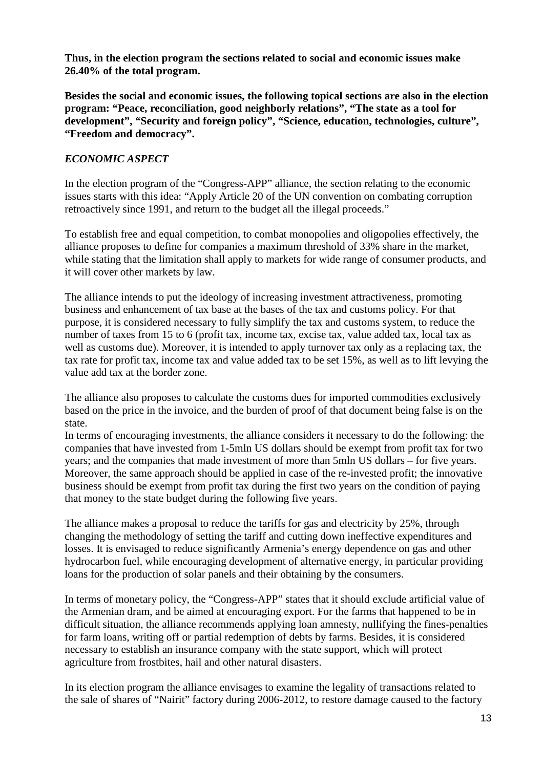**Thus, in the election program the sections related to social and economic issues make 26.40% of the total program.**

**Besides the social and economic issues, the following topical sections are also in the election program: "Peace, reconciliation, good neighborly relations", "The state as a tool for development", "Security and foreign policy", "Science, education, technologies, culture", "Freedom and democracy".**

***ECONOMIC ASPECT***

In the election program of the "Congress-APP" alliance, the section relating to the economic issues starts with this idea: "Apply Article 20 of the UN convention on combating corruption retroactively since 1991, and return to the budget all the illegal proceeds."

To establish free and equal competition, to combat monopolies and oligopolies effectively, the alliance proposes to define for companies a maximum threshold of 33% share in the market, while stating that the limitation shall apply to markets for wide range of consumer products, and it will cover other markets by law.

The alliance intends to put the ideology of increasing investment attractiveness, promoting business and enhancement of tax base at the bases of the tax and customs policy. For that purpose, it is considered necessary to fully simplify the tax and customs system, to reduce the number of taxes from 15 to 6 (profit tax, income tax, excise tax, value added tax, local tax as well as customs due). Moreover, it is intended to apply turnover tax only as a replacing tax, the tax rate for profit tax, income tax and value added tax to be set 15%, as well as to lift levying the value add tax at the border zone.

The alliance also proposes to calculate the customs dues for imported commodities exclusively based on the price in the invoice, and the burden of proof of that document being false is on the state.

In terms of encouraging investments, the alliance considers it necessary to do the following: the companies that have invested from 1-5mln US dollars should be exempt from profit tax for two years; and the companies that made investment of more than 5mln US dollars – for five years. Moreover, the same approach should be applied in case of the re-invested profit; the innovative business should be exempt from profit tax during the first two years on the condition of paying that money to the state budget during the following five years.

The alliance makes a proposal to reduce the tariffs for gas and electricity by 25%, through changing the methodology of setting the tariff and cutting down ineffective expenditures and losses. It is envisaged to reduce significantly Armenia's energy dependence on gas and other hydrocarbon fuel, while encouraging development of alternative energy, in particular providing loans for the production of solar panels and their obtaining by the consumers.

In terms of monetary policy, the "Congress-APP" states that it should exclude artificial value of the Armenian dram, and be aimed at encouraging export. For the farms that happened to be in difficult situation, the alliance recommends applying loan amnesty, nullifying the fines-penalties for farm loans, writing off or partial redemption of debts by farms. Besides, it is considered necessary to establish an insurance company with the state support, which will protect agriculture from frostbites, hail and other natural disasters.

In its election program the alliance envisages to examine the legality of transactions related to the sale of shares of "Nairit" factory during 2006-2012, to restore damage caused to the factory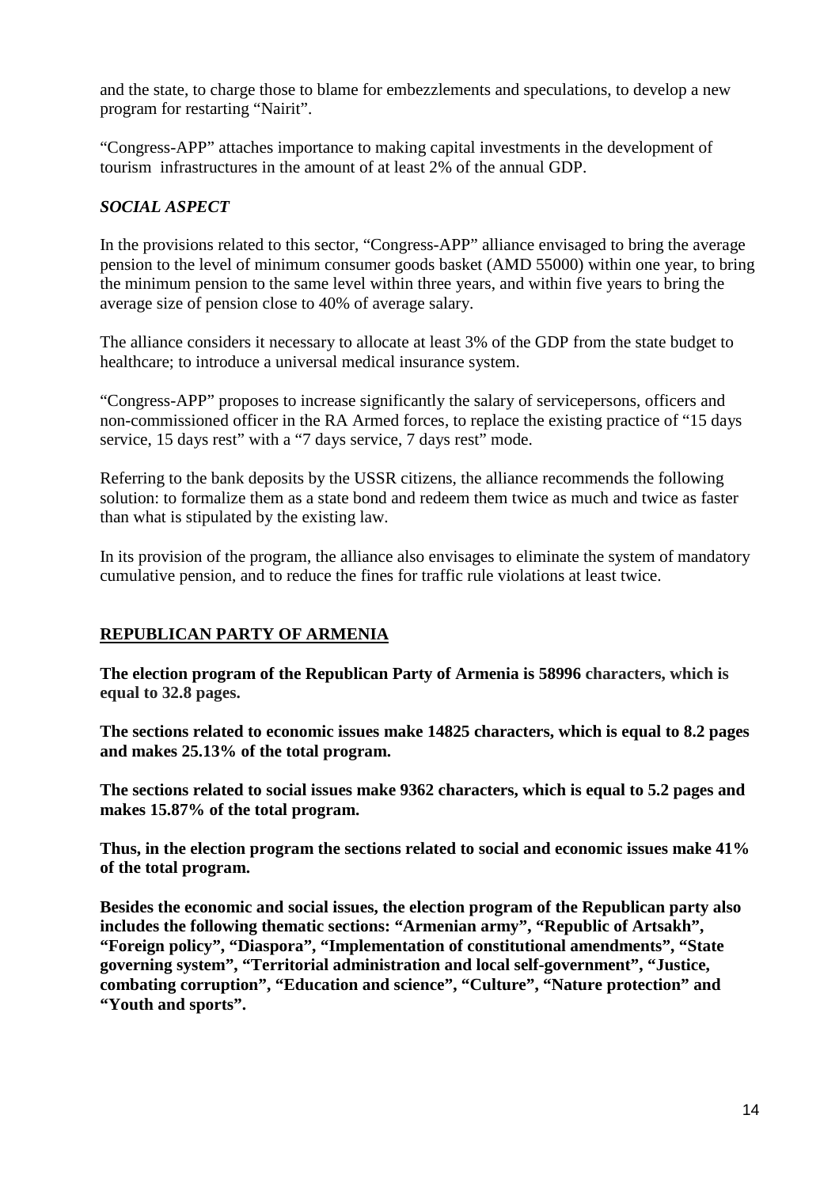and the state, to charge those to blame for embezzlements and speculations, to develop a new program for restarting "Nairit".

"Congress-APP" attaches importance to making capital investments in the development of tourism infrastructures in the amount of at least 2% of the annual GDP.

### *SOCIAL ASPECT*

In the provisions related to this sector, "Congress-APP" alliance envisaged to bring the average pension to the level of minimum consumer goods basket (AMD 55000) within one year, to bring the minimum pension to the same level within three years, and within five years to bring the average size of pension close to 40% of average salary.

The alliance considers it necessary to allocate at least 3% of the GDP from the state budget to healthcare; to introduce a universal medical insurance system.

"Congress-APP" proposes to increase significantly the salary of servicepersons, officers and non-commissioned officer in the RA Armed forces, to replace the existing practice of "15 days service, 15 days rest" with a "7 days service, 7 days rest" mode.

Referring to the bank deposits by the USSR citizens, the alliance recommends the following solution: to formalize them as a state bond and redeem them twice as much and twice as faster than what is stipulated by the existing law.

In its provision of the program, the alliance also envisages to eliminate the system of mandatory cumulative pension, and to reduce the fines for traffic rule violations at least twice.

## REPUBLICAN PARTY OF ARMENIA

**The election program of the Republican Party of Armenia is 58996 characters, which is equal to 32.8 pages.**

**The sections related to economic issues make 14825 characters, which is equal to 8.2 pages and makes 25.13% of the total program.**

**The sections related to social issues make 9362 characters, which is equal to 5.2 pages and makes 15.87% of the total program.**

**Thus, in the election program the sections related to social and economic issues make 41% of the total program.**

**Besides the economic and social issues, the election program of the Republican party also includes the following thematic sections: "Armenian army", "Republic of Artsakh", "Foreign policy", "Diaspora", "Implementation of constitutional amendments", "State governing system", "Territorial administration and local self-government", "Justice, combating corruption", "Education and science", "Culture", "Nature protection" and "Youth and sports".**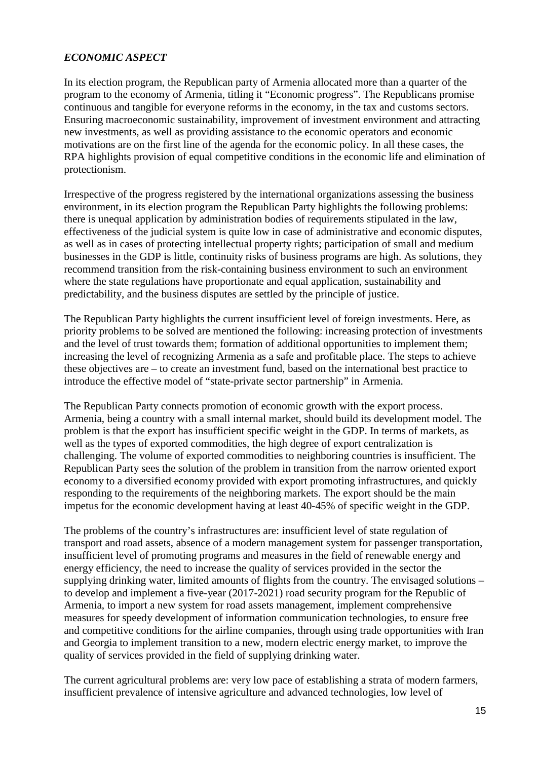***ECONOMIC ASPECT***

In its election program, the Republican party of Armenia allocated more than a quarter of the program to the economy of Armenia, titling it "Economic progress". The Republicans promise continuous and tangible for everyone reforms in the economy, in the tax and customs sectors. Ensuring macroeconomic sustainability, improvement of investment environment and attracting new investments, as well as providing assistance to the economic operators and economic motivations are on the first line of the agenda for the economic policy. In all these cases, the RPA highlights provision of equal competitive conditions in the economic life and elimination of protectionism.

Irrespective of the progress registered by the international organizations assessing the business environment, in its election program the Republican Party highlights the following problems: there is unequal application by administration bodies of requirements stipulated in the law, effectiveness of the judicial system is quite low in case of administrative and economic disputes, as well as in cases of protecting intellectual property rights; participation of small and medium businesses in the GDP is little, continuity risks of business programs are high. As solutions, they recommend transition from the risk-containing business environment to such an environment where the state regulations have proportionate and equal application, sustainability and predictability, and the business disputes are settled by the principle of justice.

The Republican Party highlights the current insufficient level of foreign investments. Here, as priority problems to be solved are mentioned the following: increasing protection of investments and the level of trust towards them; formation of additional opportunities to implement them; increasing the level of recognizing Armenia as a safe and profitable place. The steps to achieve these objectives are – to create an investment fund, based on the international best practice to introduce the effective model of "state-private sector partnership" in Armenia.

The Republican Party connects promotion of economic growth with the export process. Armenia, being a country with a small internal market, should build its development model. The problem is that the export has insufficient specific weight in the GDP. In terms of markets, as well as the types of exported commodities, the high degree of export centralization is challenging. The volume of exported commodities to neighboring countries is insufficient. The Republican Party sees the solution of the problem in transition from the narrow oriented export economy to a diversified economy provided with export promoting infrastructures, and quickly responding to the requirements of the neighboring markets. The export should be the main impetus for the economic development having at least 40-45% of specific weight in the GDP.

The problems of the country's infrastructures are: insufficient level of state regulation of transport and road assets, absence of a modern management system for passenger transportation, insufficient level of promoting programs and measures in the field of renewable energy and energy efficiency, the need to increase the quality of services provided in the sector the supplying drinking water, limited amounts of flights from the country. The envisaged solutions – to develop and implement a five-year (2017-2021) road security program for the Republic of Armenia, to import a new system for road assets management, implement comprehensive measures for speedy development of information communication technologies, to ensure free and competitive conditions for the airline companies, through using trade opportunities with Iran and Georgia to implement transition to a new, modern electric energy market, to improve the quality of services provided in the field of supplying drinking water.

The current agricultural problems are: very low pace of establishing a strata of modern farmers, insufficient prevalence of intensive agriculture and advanced technologies, low level of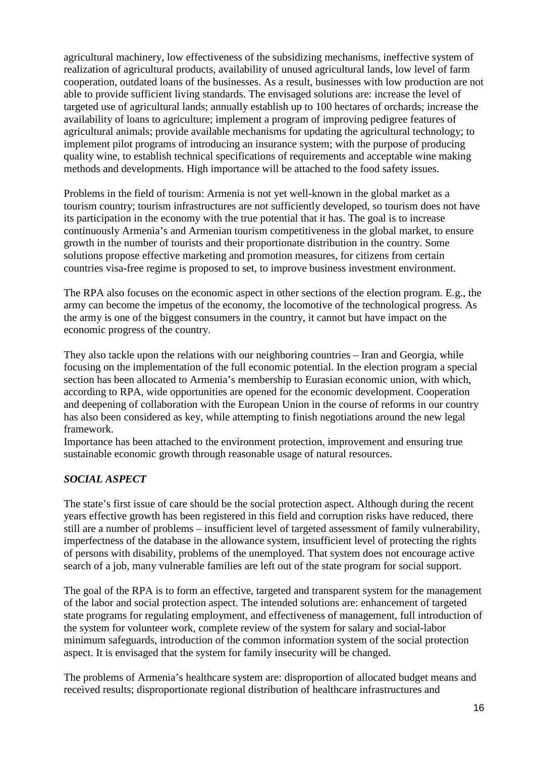agricultural machinery, low effectiveness of the subsidizing mechanisms, ineffective system of realization of agricultural products, availability of unused agricultural lands, low level of farm cooperation, outdated loans of the businesses. As a result, businesses with low production are not able to provide sufficient living standards. The envisaged solutions are: increase the level of targeted use of agricultural lands; annually establish up to 100 hectares of orchards; increase the availability of loans to agriculture; implement a program of improving pedigree features of agricultural animals; provide available mechanisms for updating the agricultural technology; to implement pilot programs of introducing an insurance system; with the purpose of producing quality wine, to establish technical specifications of requirements and acceptable wine making methods and developments. High importance will be attached to the food safety issues.

Problems in the field of tourism: Armenia is not yet well-known in the global market as a tourism country; tourism infrastructures are not sufficiently developed, so tourism does not have its participation in the economy with the true potential that it has. The goal is to increase continuously Armenia's and Armenian tourism competitiveness in the global market, to ensure growth in the number of tourists and their proportionate distribution in the country. Some solutions propose effective marketing and promotion measures, for citizens from certain countries visa-free regime is proposed to set, to improve business investment environment.

The RPA also focuses on the economic aspect in other sections of the election program. E.g., the army can become the impetus of the economy, the locomotive of the technological progress. As the army is one of the biggest consumers in the country, it cannot but have impact on the economic progress of the country.

They also tackle upon the relations with our neighboring countries – Iran and Georgia, while focusing on the implementation of the full economic potential. In the election program a special section has been allocated to Armenia's membership to Eurasian economic union, with which, according to RPA, wide opportunities are opened for the economic development. Cooperation and deepening of collaboration with the European Union in the course of reforms in our country has also been considered as key, while attempting to finish negotiations around the new legal framework.
Importance has been attached to the environment protection, improvement and ensuring true sustainable economic growth through reasonable usage of natural resources.

### *SOCIAL ASPECT*

The state's first issue of care should be the social protection aspect. Although during the recent years effective growth has been registered in this field and corruption risks have reduced, there still are a number of problems – insufficient level of targeted assessment of family vulnerability, imperfectness of the database in the allowance system, insufficient level of protecting the rights of persons with disability, problems of the unemployed. That system does not encourage active search of a job, many vulnerable families are left out of the state program for social support.

The goal of the RPA is to form an effective, targeted and transparent system for the management of the labor and social protection aspect. The intended solutions are: enhancement of targeted state programs for regulating employment, and effectiveness of management, full introduction of the system for volunteer work, complete review of the system for salary and social-labor minimum safeguards, introduction of the common information system of the social protection aspect. It is envisaged that the system for family insecurity will be changed.

The problems of Armenia's healthcare system are: disproportion of allocated budget means and received results; disproportionate regional distribution of healthcare infrastructures and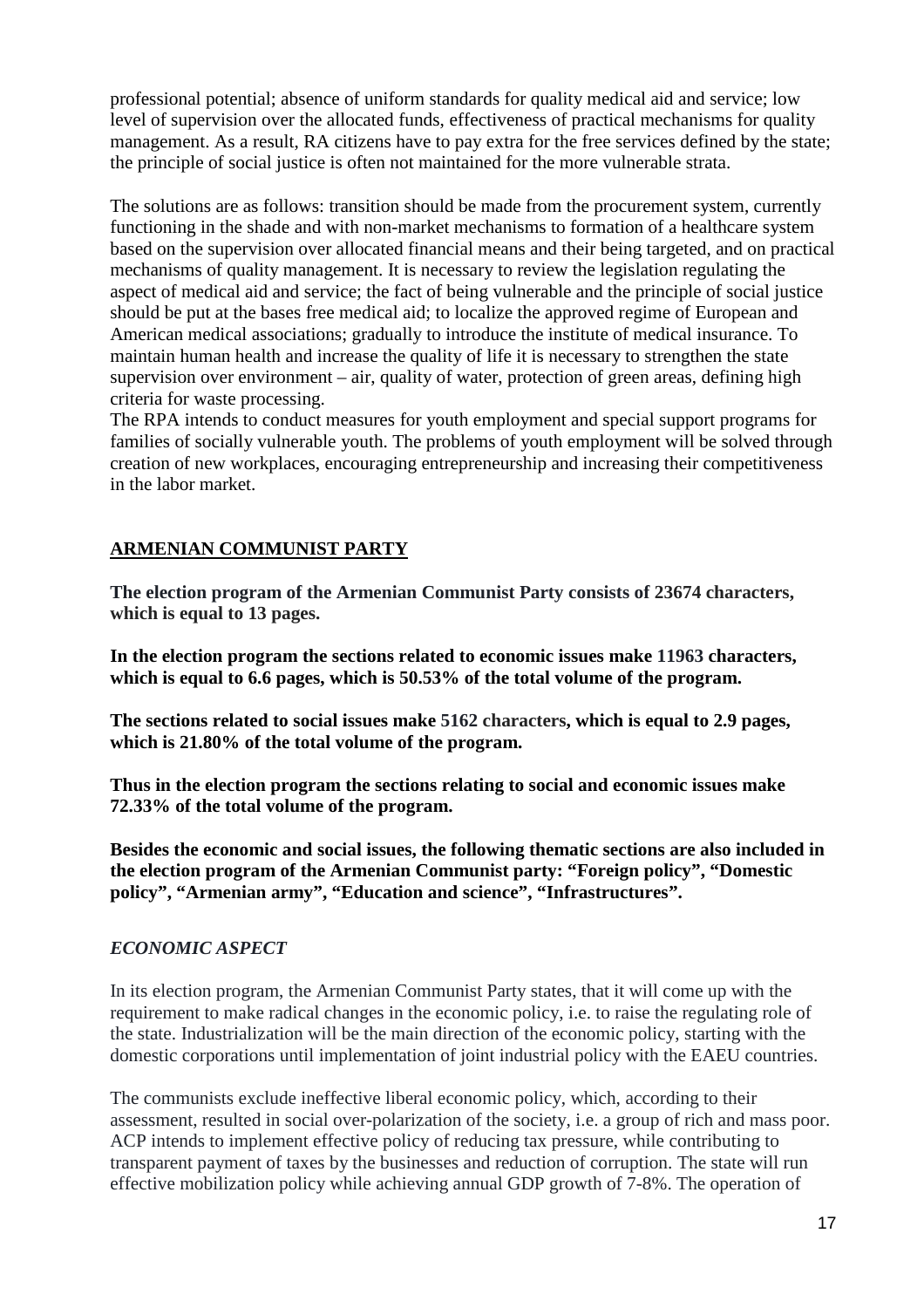professional potential; absence of uniform standards for quality medical aid and service; low level of supervision over the allocated funds, effectiveness of practical mechanisms for quality management. As a result, RA citizens have to pay extra for the free services defined by the state; the principle of social justice is often not maintained for the more vulnerable strata.

The solutions are as follows: transition should be made from the procurement system, currently functioning in the shade and with non-market mechanisms to formation of a healthcare system based on the supervision over allocated financial means and their being targeted, and on practical mechanisms of quality management. It is necessary to review the legislation regulating the aspect of medical aid and service; the fact of being vulnerable and the principle of social justice should be put at the bases free medical aid; to localize the approved regime of European and American medical associations; gradually to introduce the institute of medical insurance. To maintain human health and increase the quality of life it is necessary to strengthen the state supervision over environment – air, quality of water, protection of green areas, defining high criteria for waste processing.

The RPA intends to conduct measures for youth employment and special support programs for families of socially vulnerable youth. The problems of youth employment will be solved through creation of new workplaces, encouraging entrepreneurship and increasing their competitiveness in the labor market.

## ARMENIAN COMMUNIST PARTY

**The election program of the Armenian Communist Party consists of 23674 characters, which is equal to 13 pages.**

**In the election program the sections related to economic issues make 11963 characters, which is equal to 6.6 pages, which is 50.53% of the total volume of the program.**

**The sections related to social issues make 5162 characters, which is equal to 2.9 pages, which is 21.80% of the total volume of the program.**

**Thus in the election program the sections relating to social and economic issues make 72.33% of the total volume of the program.**

**Besides the economic and social issues, the following thematic sections are also included in the election program of the Armenian Communist party: "Foreign policy", "Domestic policy", "Armenian army", "Education and science", "Infrastructures".**

### *ECONOMIC ASPECT*

In its election program, the Armenian Communist Party states, that it will come up with the requirement to make radical changes in the economic policy, i.e. to raise the regulating role of the state. Industrialization will be the main direction of the economic policy, starting with the domestic corporations until implementation of joint industrial policy with the EAEU countries.

The communists exclude ineffective liberal economic policy, which, according to their assessment, resulted in social over-polarization of the society, i.e. a group of rich and mass poor. ACP intends to implement effective policy of reducing tax pressure, while contributing to transparent payment of taxes by the businesses and reduction of corruption. The state will run effective mobilization policy while achieving annual GDP growth of 7-8%. The operation of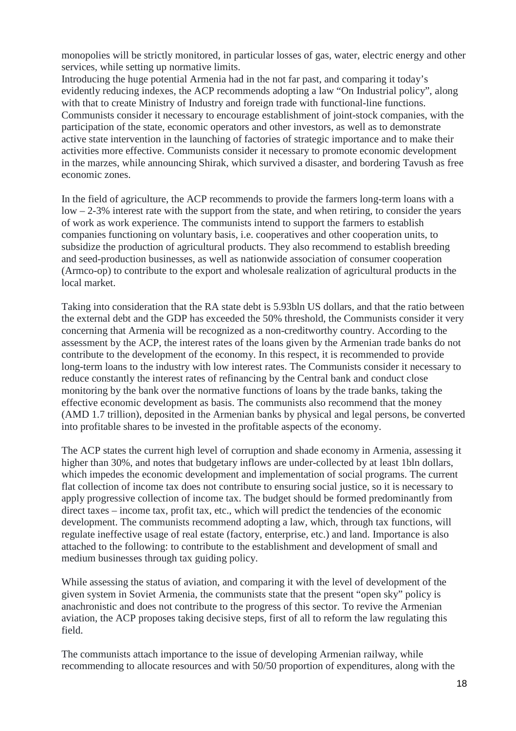monopolies will be strictly monitored, in particular losses of gas, water, electric energy and other services, while setting up normative limits.
Introducing the huge potential Armenia had in the not far past, and comparing it today's evidently reducing indexes, the ACP recommends adopting a law "On Industrial policy", along with that to create Ministry of Industry and foreign trade with functional-line functions. Communists consider it necessary to encourage establishment of joint-stock companies, with the participation of the state, economic operators and other investors, as well as to demonstrate active state intervention in the launching of factories of strategic importance and to make their activities more effective. Communists consider it necessary to promote economic development in the marzes, while announcing Shirak, which survived a disaster, and bordering Tavush as free economic zones.

In the field of agriculture, the ACP recommends to provide the farmers long-term loans with a low – 2-3% interest rate with the support from the state, and when retiring, to consider the years of work as work experience. The communists intend to support the farmers to establish companies functioning on voluntary basis, i.e. cooperatives and other cooperation units, to subsidize the production of agricultural products. They also recommend to establish breeding and seed-production businesses, as well as nationwide association of consumer cooperation (Armco-op) to contribute to the export and wholesale realization of agricultural products in the local market.

Taking into consideration that the RA state debt is 5.93bln US dollars, and that the ratio between the external debt and the GDP has exceeded the 50% threshold, the Communists consider it very concerning that Armenia will be recognized as a non-creditworthy country. According to the assessment by the ACP, the interest rates of the loans given by the Armenian trade banks do not contribute to the development of the economy. In this respect, it is recommended to provide long-term loans to the industry with low interest rates. The Communists consider it necessary to reduce constantly the interest rates of refinancing by the Central bank and conduct close monitoring by the bank over the normative functions of loans by the trade banks, taking the effective economic development as basis. The communists also recommend that the money (AMD 1.7 trillion), deposited in the Armenian banks by physical and legal persons, be converted into profitable shares to be invested in the profitable aspects of the economy.

The ACP states the current high level of corruption and shade economy in Armenia, assessing it higher than 30%, and notes that budgetary inflows are under-collected by at least 1bln dollars, which impedes the economic development and implementation of social programs. The current flat collection of income tax does not contribute to ensuring social justice, so it is necessary to apply progressive collection of income tax. The budget should be formed predominantly from direct taxes – income tax, profit tax, etc., which will predict the tendencies of the economic development. The communists recommend adopting a law, which, through tax functions, will regulate ineffective usage of real estate (factory, enterprise, etc.) and land. Importance is also attached to the following: to contribute to the establishment and development of small and medium businesses through tax guiding policy.

While assessing the status of aviation, and comparing it with the level of development of the given system in Soviet Armenia, the communists state that the present "open sky" policy is anachronistic and does not contribute to the progress of this sector. To revive the Armenian aviation, the ACP proposes taking decisive steps, first of all to reform the law regulating this field.

The communists attach importance to the issue of developing Armenian railway, while recommending to allocate resources and with 50/50 proportion of expenditures, along with the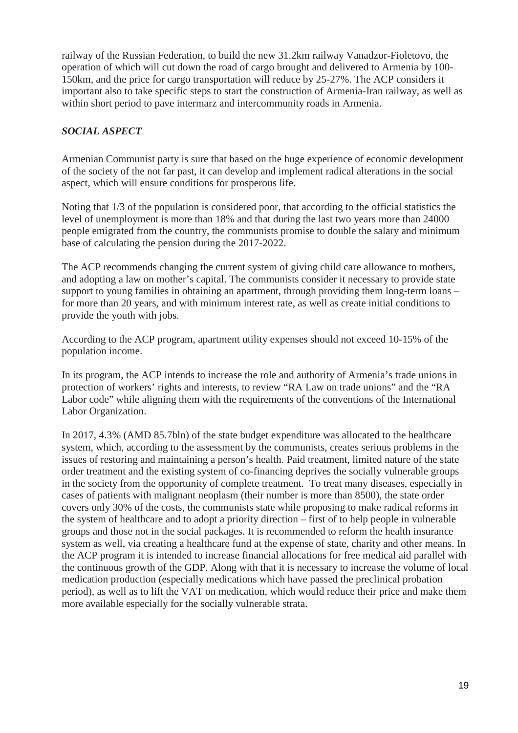railway of the Russian Federation, to build the new 31.2km railway Vanadzor-Fioletovo, the operation of which will cut down the road of cargo brought and delivered to Armenia by 100-150km, and the price for cargo transportation will reduce by 25-27%. The ACP considers it important also to take specific steps to start the construction of Armenia-Iran railway, as well as within short period to pave intermarz and intercommunity roads in Armenia.

### *SOCIAL ASPECT*

Armenian Communist party is sure that based on the huge experience of economic development of the society of the not far past, it can develop and implement radical alterations in the social aspect, which will ensure conditions for prosperous life.

Noting that 1/3 of the population is considered poor, that according to the official statistics the level of unemployment is more than 18% and that during the last two years more than 24000 people emigrated from the country, the communists promise to double the salary and minimum base of calculating the pension during the 2017-2022.

The ACP recommends changing the current system of giving child care allowance to mothers, and adopting a law on mother's capital. The communists consider it necessary to provide state support to young families in obtaining an apartment, through providing them long-term loans – for more than 20 years, and with minimum interest rate, as well as create initial conditions to provide the youth with jobs.

According to the ACP program, apartment utility expenses should not exceed 10-15% of the population income.

In its program, the ACP intends to increase the role and authority of Armenia's trade unions in protection of workers' rights and interests, to review "RA Law on trade unions" and the "RA Labor code" while aligning them with the requirements of the conventions of the International Labor Organization.

In 2017, 4.3% (AMD 85.7bln) of the state budget expenditure was allocated to the healthcare system, which, according to the assessment by the communists, creates serious problems in the issues of restoring and maintaining a person's health. Paid treatment, limited nature of the state order treatment and the existing system of co-financing deprives the socially vulnerable groups in the society from the opportunity of complete treatment. To treat many diseases, especially in cases of patients with malignant neoplasm (their number is more than 8500), the state order covers only 30% of the costs, the communists state while proposing to make radical reforms in the system of healthcare and to adopt a priority direction – first of to help people in vulnerable groups and those not in the social packages. It is recommended to reform the health insurance system as well, via creating a healthcare fund at the expense of state, charity and other means. In the ACP program it is intended to increase financial allocations for free medical aid parallel with the continuous growth of the GDP. Along with that it is necessary to increase the volume of local medication production (especially medications which have passed the preclinical probation period), as well as to lift the VAT on medication, which would reduce their price and make them more available especially for the socially vulnerable strata.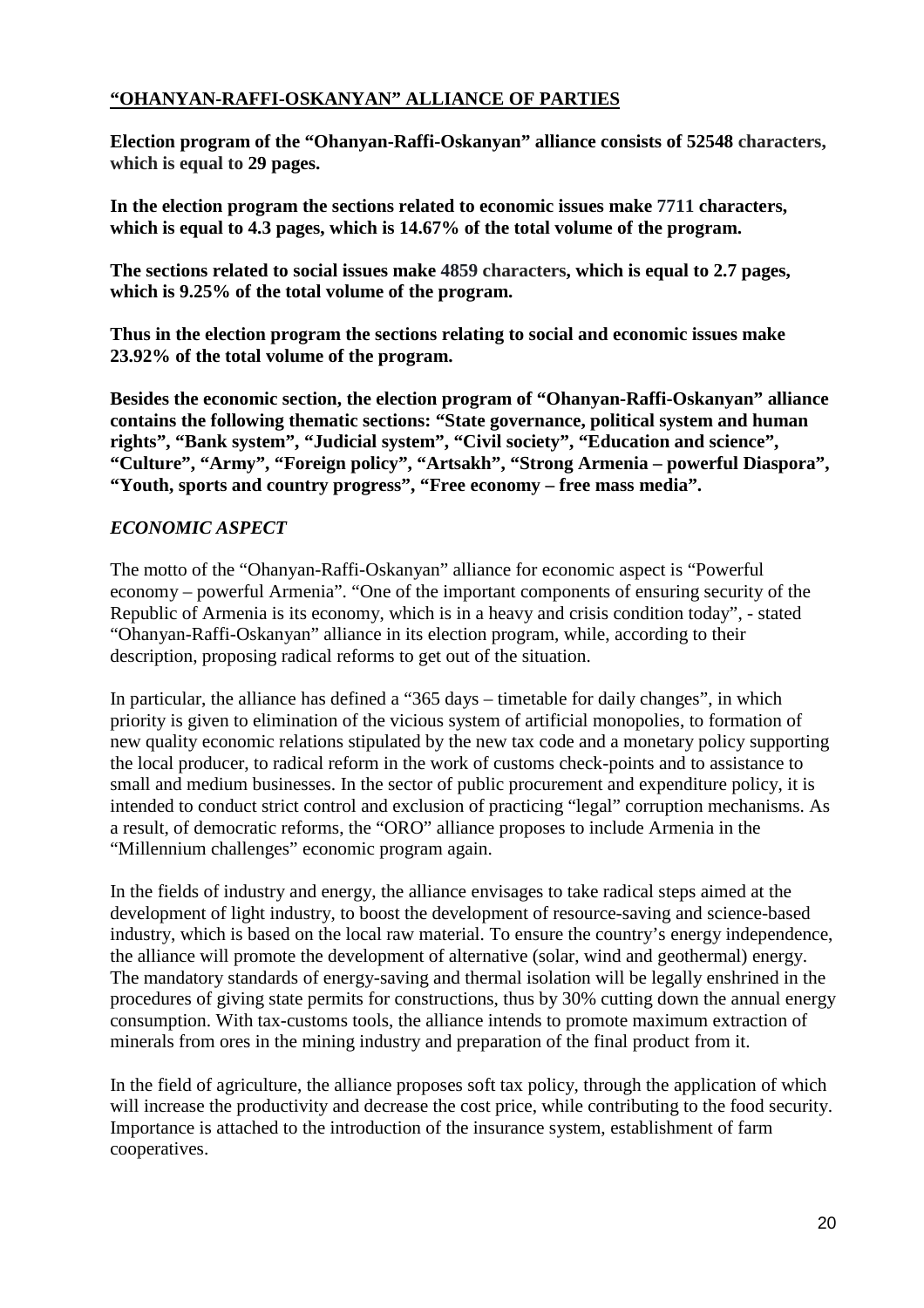**"OHANYAN-RAFFI-OSKANYAN" ALLIANCE OF PARTIES**

**Election program of the "Ohanyan-Raffi-Oskanyan" alliance consists of 52548 characters, which is equal to 29 pages.**

**In the election program the sections related to economic issues make 7711 characters, which is equal to 4.3 pages, which is 14.67% of the total volume of the program.**

**The sections related to social issues make 4859 characters, which is equal to 2.7 pages, which is 9.25% of the total volume of the program.**

**Thus in the election program the sections relating to social and economic issues make 23.92% of the total volume of the program.**

**Besides the economic section, the election program of "Ohanyan-Raffi-Oskanyan" alliance contains the following thematic sections: "State governance, political system and human rights", "Bank system", "Judicial system", "Civil society", "Education and science", "Culture", "Army", "Foreign policy", "Artsakh", "Strong Armenia – powerful Diaspora", "Youth, sports and country progress", "Free economy – free mass media".**

***ECONOMIC ASPECT***

The motto of the "Ohanyan-Raffi-Oskanyan" alliance for economic aspect is "Powerful economy – powerful Armenia". "One of the important components of ensuring security of the Republic of Armenia is its economy, which is in a heavy and crisis condition today", - stated "Ohanyan-Raffi-Oskanyan" alliance in its election program, while, according to their description, proposing radical reforms to get out of the situation.

In particular, the alliance has defined a "365 days – timetable for daily changes", in which priority is given to elimination of the vicious system of artificial monopolies, to formation of new quality economic relations stipulated by the new tax code and a monetary policy supporting the local producer, to radical reform in the work of customs check-points and to assistance to small and medium businesses. In the sector of public procurement and expenditure policy, it is intended to conduct strict control and exclusion of practicing "legal" corruption mechanisms. As a result, of democratic reforms, the "ORO" alliance proposes to include Armenia in the "Millennium challenges" economic program again.

In the fields of industry and energy, the alliance envisages to take radical steps aimed at the development of light industry, to boost the development of resource-saving and science-based industry, which is based on the local raw material. To ensure the country's energy independence, the alliance will promote the development of alternative (solar, wind and geothermal) energy. The mandatory standards of energy-saving and thermal isolation will be legally enshrined in the procedures of giving state permits for constructions, thus by 30% cutting down the annual energy consumption. With tax-customs tools, the alliance intends to promote maximum extraction of minerals from ores in the mining industry and preparation of the final product from it.

In the field of agriculture, the alliance proposes soft tax policy, through the application of which will increase the productivity and decrease the cost price, while contributing to the food security. Importance is attached to the introduction of the insurance system, establishment of farm cooperatives.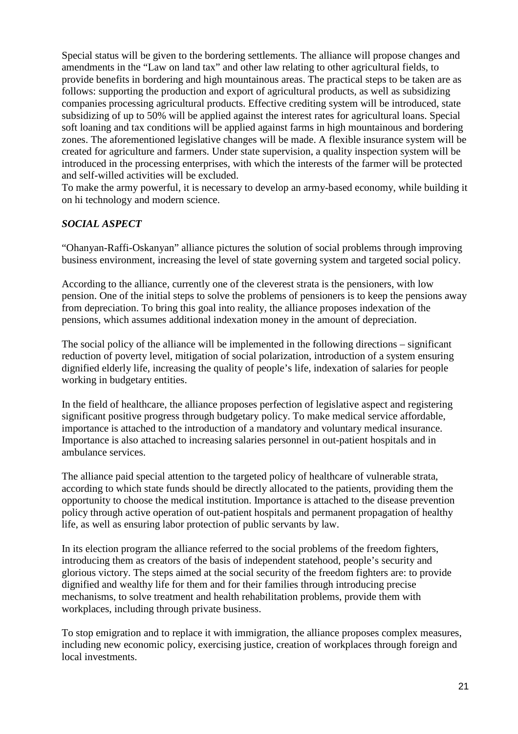Special status will be given to the bordering settlements. The alliance will propose changes and amendments in the "Law on land tax" and other law relating to other agricultural fields, to provide benefits in bordering and high mountainous areas. The practical steps to be taken are as follows: supporting the production and export of agricultural products, as well as subsidizing companies processing agricultural products. Effective crediting system will be introduced, state subsidizing of up to 50% will be applied against the interest rates for agricultural loans. Special soft loaning and tax conditions will be applied against farms in high mountainous and bordering zones. The aforementioned legislative changes will be made. A flexible insurance system will be created for agriculture and farmers. Under state supervision, a quality inspection system will be introduced in the processing enterprises, with which the interests of the farmer will be protected and self-willed activities will be excluded.
To make the army powerful, it is necessary to develop an army-based economy, while building it on hi technology and modern science.

### *SOCIAL ASPECT*

"Ohanyan-Raffi-Oskanyan" alliance pictures the solution of social problems through improving business environment, increasing the level of state governing system and targeted social policy.

According to the alliance, currently one of the cleverest strata is the pensioners, with low pension. One of the initial steps to solve the problems of pensioners is to keep the pensions away from depreciation. To bring this goal into reality, the alliance proposes indexation of the pensions, which assumes additional indexation money in the amount of depreciation.

The social policy of the alliance will be implemented in the following directions – significant reduction of poverty level, mitigation of social polarization, introduction of a system ensuring dignified elderly life, increasing the quality of people's life, indexation of salaries for people working in budgetary entities.

In the field of healthcare, the alliance proposes perfection of legislative aspect and registering significant positive progress through budgetary policy. To make medical service affordable, importance is attached to the introduction of a mandatory and voluntary medical insurance. Importance is also attached to increasing salaries personnel in out-patient hospitals and in ambulance services.

The alliance paid special attention to the targeted policy of healthcare of vulnerable strata, according to which state funds should be directly allocated to the patients, providing them the opportunity to choose the medical institution. Importance is attached to the disease prevention policy through active operation of out-patient hospitals and permanent propagation of healthy life, as well as ensuring labor protection of public servants by law.

In its election program the alliance referred to the social problems of the freedom fighters, introducing them as creators of the basis of independent statehood, people's security and glorious victory. The steps aimed at the social security of the freedom fighters are: to provide dignified and wealthy life for them and for their families through introducing precise mechanisms, to solve treatment and health rehabilitation problems, provide them with workplaces, including through private business.

To stop emigration and to replace it with immigration, the alliance proposes complex measures, including new economic policy, exercising justice, creation of workplaces through foreign and local investments.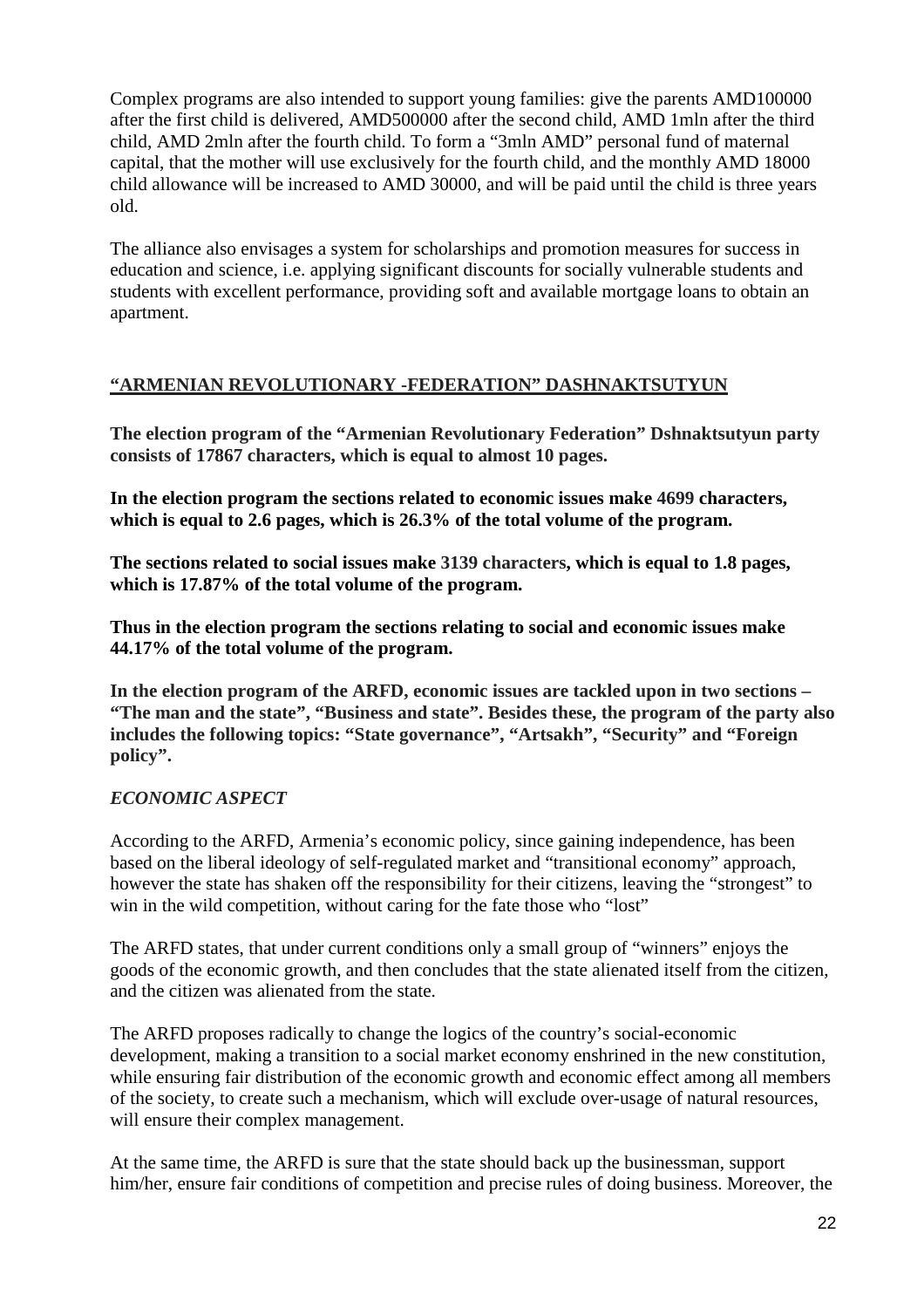Complex programs are also intended to support young families: give the parents AMD100000 after the first child is delivered, AMD500000 after the second child, AMD 1mln after the third child, AMD 2mln after the fourth child. To form a "3mln AMD" personal fund of maternal capital, that the mother will use exclusively for the fourth child, and the monthly AMD 18000 child allowance will be increased to AMD 30000, and will be paid until the child is three years old.

The alliance also envisages a system for scholarships and promotion measures for success in education and science, i.e. applying significant discounts for socially vulnerable students and students with excellent performance, providing soft and available mortgage loans to obtain an apartment.

## "ARMENIAN REVOLUTIONARY -FEDERATION" DASHNAKTSUTYUN

**The election program of the "Armenian Revolutionary Federation" Dshnaktsutyun party consists of 17867 characters, which is equal to almost 10 pages.**

**In the election program the sections related to economic issues make 4699 characters, which is equal to 2.6 pages, which is 26.3% of the total volume of the program.**

**The sections related to social issues make 3139 characters, which is equal to 1.8 pages, which is 17.87% of the total volume of the program.**

**Thus in the election program the sections relating to social and economic issues make 44.17% of the total volume of the program.**

**In the election program of the ARFD, economic issues are tackled upon in two sections – "The man and the state", "Business and state". Besides these, the program of the party also includes the following topics: "State governance", "Artsakh", "Security" and "Foreign policy".**

### *ECONOMIC ASPECT*

According to the ARFD, Armenia's economic policy, since gaining independence, has been based on the liberal ideology of self-regulated market and "transitional economy" approach, however the state has shaken off the responsibility for their citizens, leaving the "strongest" to win in the wild competition, without caring for the fate those who "lost"

The ARFD states, that under current conditions only a small group of "winners" enjoys the goods of the economic growth, and then concludes that the state alienated itself from the citizen, and the citizen was alienated from the state.

The ARFD proposes radically to change the logics of the country's social-economic development, making a transition to a social market economy enshrined in the new constitution, while ensuring fair distribution of the economic growth and economic effect among all members of the society, to create such a mechanism, which will exclude over-usage of natural resources, will ensure their complex management.

At the same time, the ARFD is sure that the state should back up the businessman, support him/her, ensure fair conditions of competition and precise rules of doing business. Moreover, the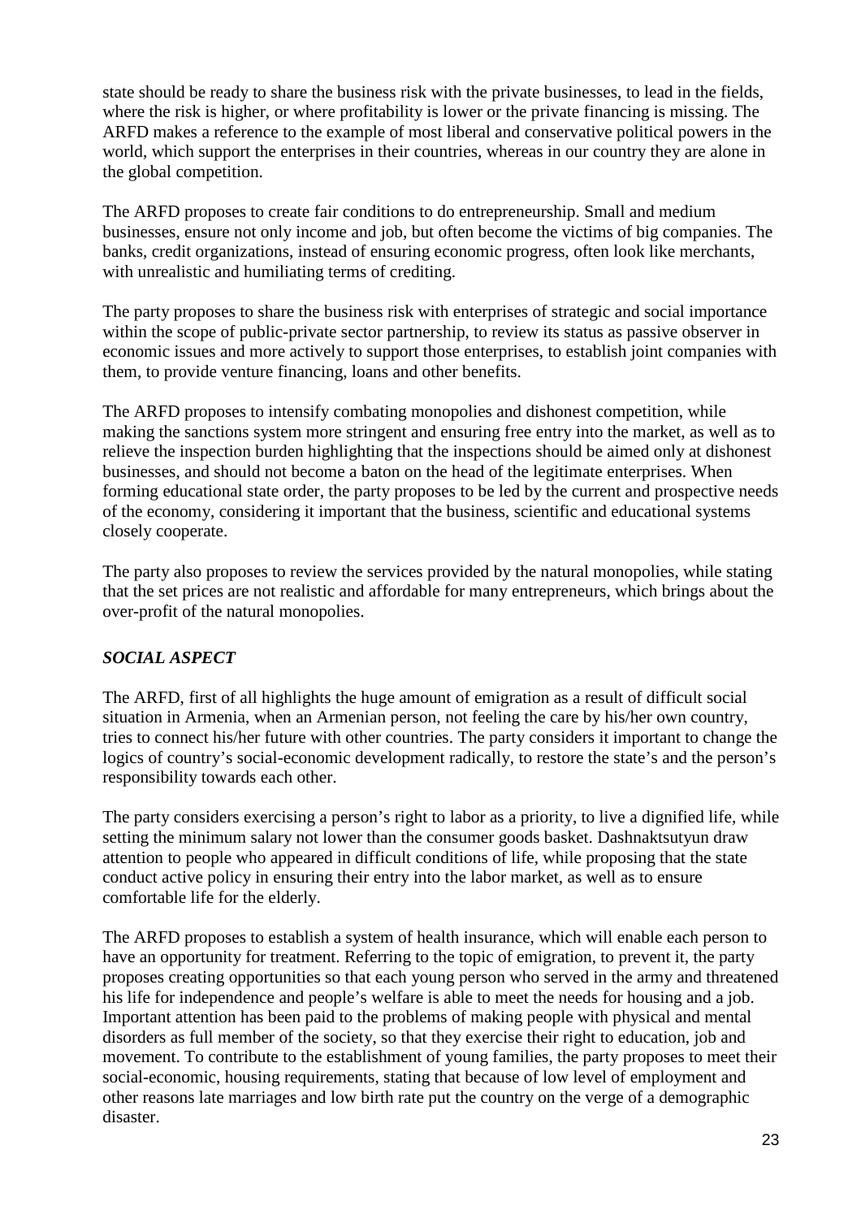state should be ready to share the business risk with the private businesses, to lead in the fields, where the risk is higher, or where profitability is lower or the private financing is missing. The ARFD makes a reference to the example of most liberal and conservative political powers in the world, which support the enterprises in their countries, whereas in our country they are alone in the global competition.

The ARFD proposes to create fair conditions to do entrepreneurship. Small and medium businesses, ensure not only income and job, but often become the victims of big companies. The banks, credit organizations, instead of ensuring economic progress, often look like merchants, with unrealistic and humiliating terms of crediting.

The party proposes to share the business risk with enterprises of strategic and social importance within the scope of public-private sector partnership, to review its status as passive observer in economic issues and more actively to support those enterprises, to establish joint companies with them, to provide venture financing, loans and other benefits.

The ARFD proposes to intensify combating monopolies and dishonest competition, while making the sanctions system more stringent and ensuring free entry into the market, as well as to relieve the inspection burden highlighting that the inspections should be aimed only at dishonest businesses, and should not become a baton on the head of the legitimate enterprises. When forming educational state order, the party proposes to be led by the current and prospective needs of the economy, considering it important that the business, scientific and educational systems closely cooperate.

The party also proposes to review the services provided by the natural monopolies, while stating that the set prices are not realistic and affordable for many entrepreneurs, which brings about the over-profit of the natural monopolies.

### *SOCIAL ASPECT*

The ARFD, first of all highlights the huge amount of emigration as a result of difficult social situation in Armenia, when an Armenian person, not feeling the care by his/her own country, tries to connect his/her future with other countries. The party considers it important to change the logics of country's social-economic development radically, to restore the state's and the person's responsibility towards each other.

The party considers exercising a person's right to labor as a priority, to live a dignified life, while setting the minimum salary not lower than the consumer goods basket. Dashnaktsutyun draw attention to people who appeared in difficult conditions of life, while proposing that the state conduct active policy in ensuring their entry into the labor market, as well as to ensure comfortable life for the elderly.

The ARFD proposes to establish a system of health insurance, which will enable each person to have an opportunity for treatment. Referring to the topic of emigration, to prevent it, the party proposes creating opportunities so that each young person who served in the army and threatened his life for independence and people's welfare is able to meet the needs for housing and a job. Important attention has been paid to the problems of making people with physical and mental disorders as full member of the society, so that they exercise their right to education, job and movement. To contribute to the establishment of young families, the party proposes to meet their social-economic, housing requirements, stating that because of low level of employment and other reasons late marriages and low birth rate put the country on the verge of a demographic disaster.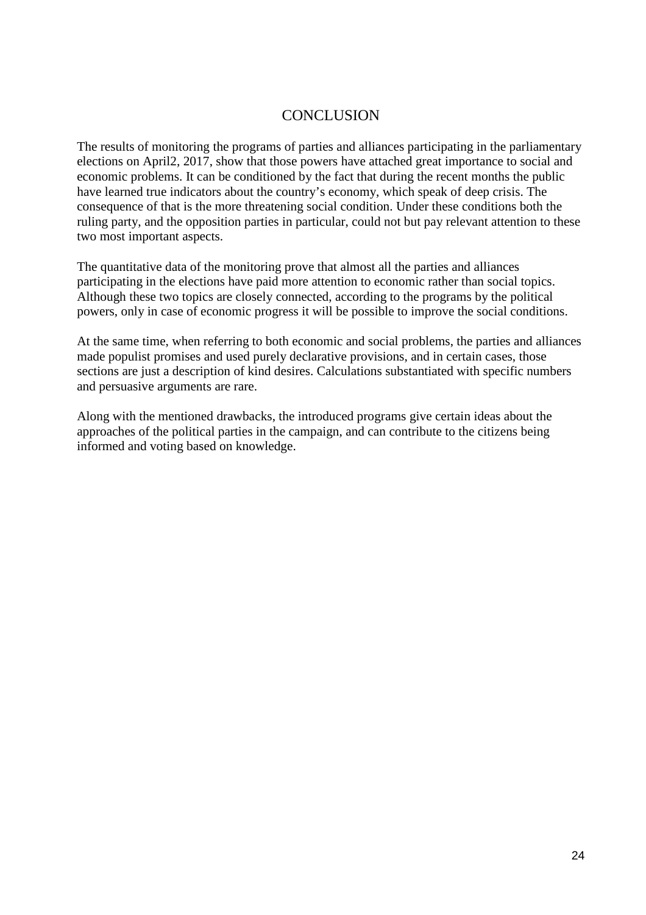# CONCLUSION

The results of monitoring the programs of parties and alliances participating in the parliamentary elections on April2, 2017, show that those powers have attached great importance to social and economic problems. It can be conditioned by the fact that during the recent months the public have learned true indicators about the country's economy, which speak of deep crisis. The consequence of that is the more threatening social condition. Under these conditions both the ruling party, and the opposition parties in particular, could not but pay relevant attention to these two most important aspects.

The quantitative data of the monitoring prove that almost all the parties and alliances participating in the elections have paid more attention to economic rather than social topics. Although these two topics are closely connected, according to the programs by the political powers, only in case of economic progress it will be possible to improve the social conditions.

At the same time, when referring to both economic and social problems, the parties and alliances made populist promises and used purely declarative provisions, and in certain cases, those sections are just a description of kind desires. Calculations substantiated with specific numbers and persuasive arguments are rare.

Along with the mentioned drawbacks, the introduced programs give certain ideas about the approaches of the political parties in the campaign, and can contribute to the citizens being informed and voting based on knowledge.